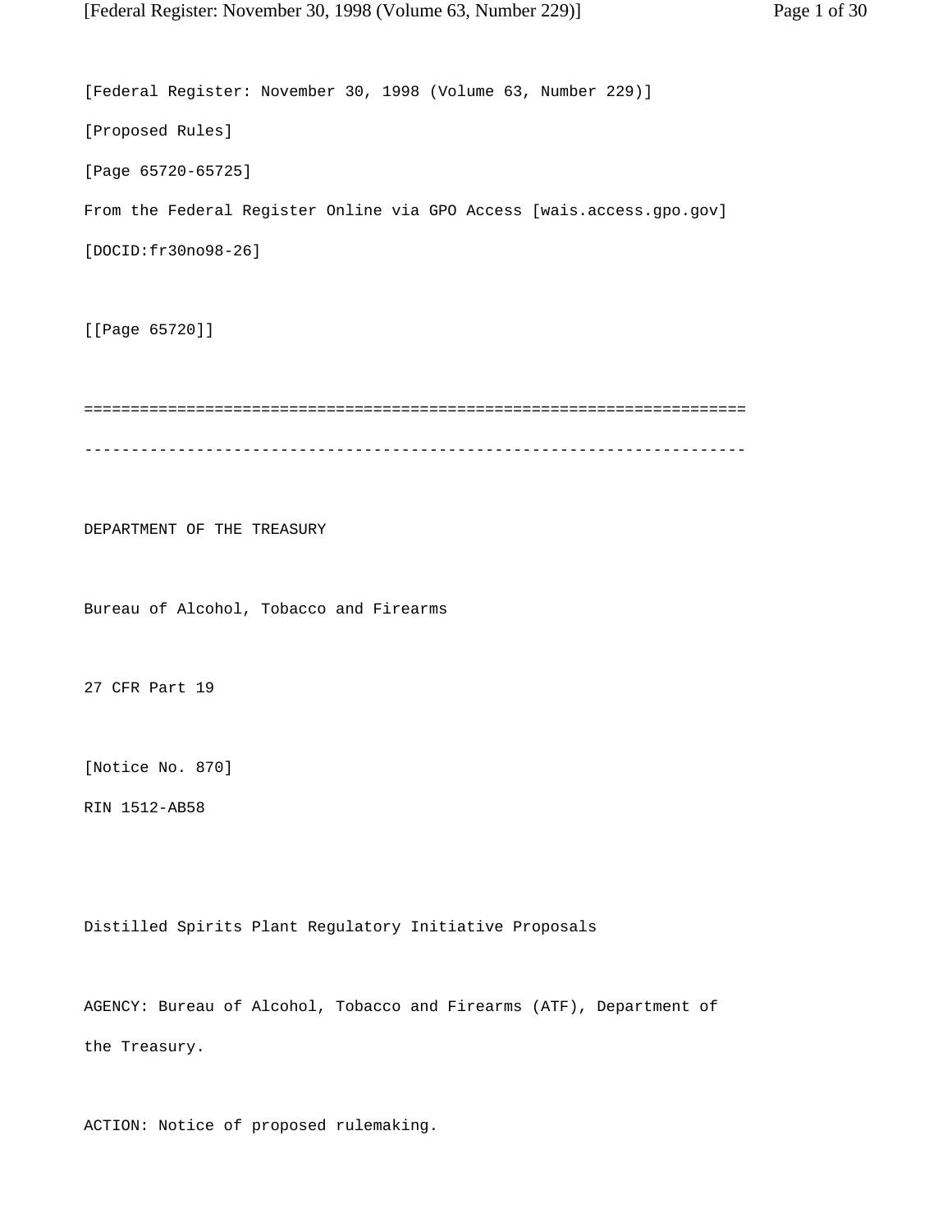[Federal Register: November 30, 1998 (Volume 63, Number 229)]

[Proposed Rules]

[Page 65720-65725]

From the Federal Register Online via GPO Access [wais.access.gpo.gov]

[DOCID:fr30no98-26]

[[Page 65720]]

=======================================================================

-----------------------------------------------------------------------

DEPARTMENT OF THE TREASURY

Bureau of Alcohol, Tobacco and Firearms

27 CFR Part 19

[Notice No. 870]

RIN 1512-AB58

Distilled Spirits Plant Regulatory Initiative Proposals

AGENCY: Bureau of Alcohol, Tobacco and Firearms (ATF), Department of the Treasury.

ACTION: Notice of proposed rulemaking.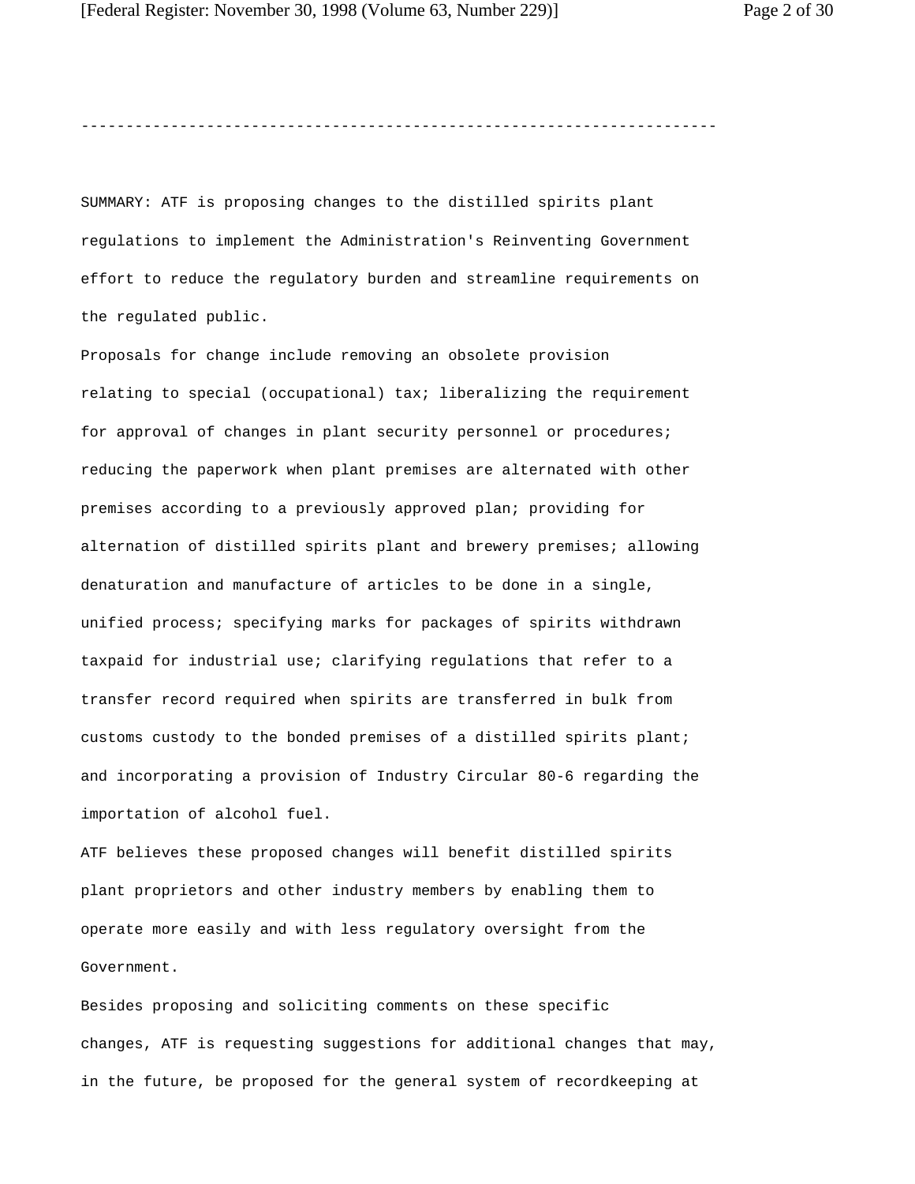---

SUMMARY: ATF is proposing changes to the distilled spirits plant regulations to implement the Administration's Reinventing Government effort to reduce the regulatory burden and streamline requirements on the regulated public.

Proposals for change include removing an obsolete provision relating to special (occupational) tax; liberalizing the requirement for approval of changes in plant security personnel or procedures; reducing the paperwork when plant premises are alternated with other premises according to a previously approved plan; providing for alternation of distilled spirits plant and brewery premises; allowing denaturation and manufacture of articles to be done in a single, unified process; specifying marks for packages of spirits withdrawn taxpaid for industrial use; clarifying regulations that refer to a transfer record required when spirits are transferred in bulk from customs custody to the bonded premises of a distilled spirits plant; and incorporating a provision of Industry Circular 80-6 regarding the importation of alcohol fuel.

ATF believes these proposed changes will benefit distilled spirits plant proprietors and other industry members by enabling them to operate more easily and with less regulatory oversight from the Government.

Besides proposing and soliciting comments on these specific changes, ATF is requesting suggestions for additional changes that may, in the future, be proposed for the general system of recordkeeping at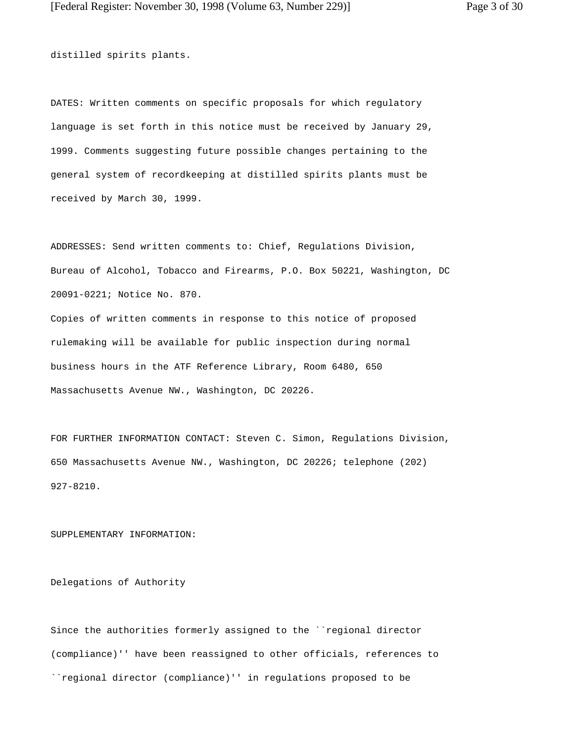distilled spirits plants.

DATES: Written comments on specific proposals for which regulatory language is set forth in this notice must be received by January 29, 1999. Comments suggesting future possible changes pertaining to the general system of recordkeeping at distilled spirits plants must be received by March 30, 1999.

ADDRESSES: Send written comments to: Chief, Regulations Division, Bureau of Alcohol, Tobacco and Firearms, P.O. Box 50221, Washington, DC 20091-0221; Notice No. 870.
Copies of written comments in response to this notice of proposed rulemaking will be available for public inspection during normal business hours in the ATF Reference Library, Room 6480, 650 Massachusetts Avenue NW., Washington, DC 20226.

FOR FURTHER INFORMATION CONTACT: Steven C. Simon, Regulations Division, 650 Massachusetts Avenue NW., Washington, DC 20226; telephone (202) 927-8210.

SUPPLEMENTARY INFORMATION:

Delegations of Authority

Since the authorities formerly assigned to the ``regional director (compliance)'' have been reassigned to other officials, references to ``regional director (compliance)'' in regulations proposed to be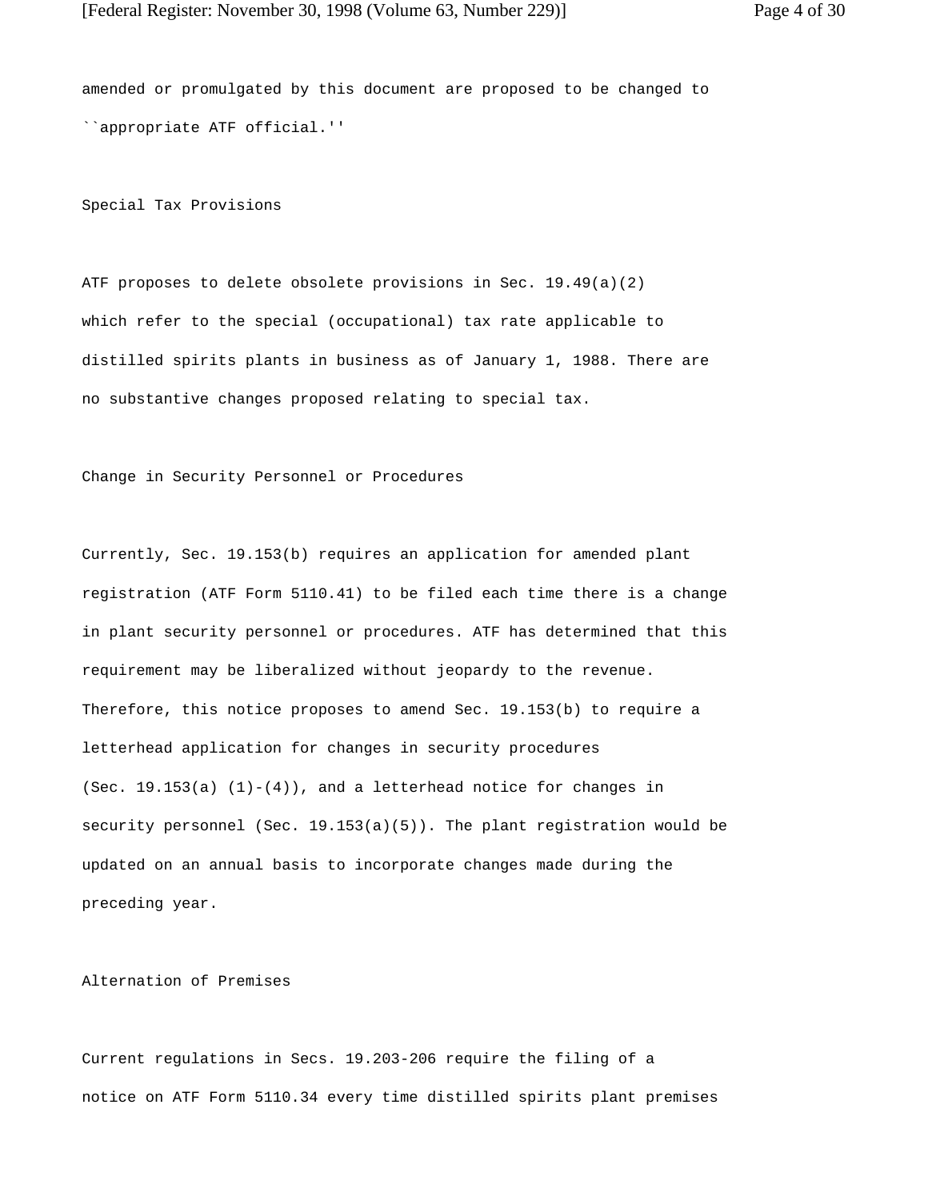amended or promulgated by this document are proposed to be changed to ``appropriate ATF official.''

Special Tax Provisions

ATF proposes to delete obsolete provisions in Sec. 19.49(a)(2) which refer to the special (occupational) tax rate applicable to distilled spirits plants in business as of January 1, 1988. There are no substantive changes proposed relating to special tax.

Change in Security Personnel or Procedures

Currently, Sec. 19.153(b) requires an application for amended plant registration (ATF Form 5110.41) to be filed each time there is a change in plant security personnel or procedures. ATF has determined that this requirement may be liberalized without jeopardy to the revenue. Therefore, this notice proposes to amend Sec. 19.153(b) to require a letterhead application for changes in security procedures (Sec. 19.153(a) (1)-(4)), and a letterhead notice for changes in security personnel (Sec. 19.153(a)(5)). The plant registration would be updated on an annual basis to incorporate changes made during the preceding year.

Alternation of Premises

Current regulations in Secs. 19.203-206 require the filing of a notice on ATF Form 5110.34 every time distilled spirits plant premises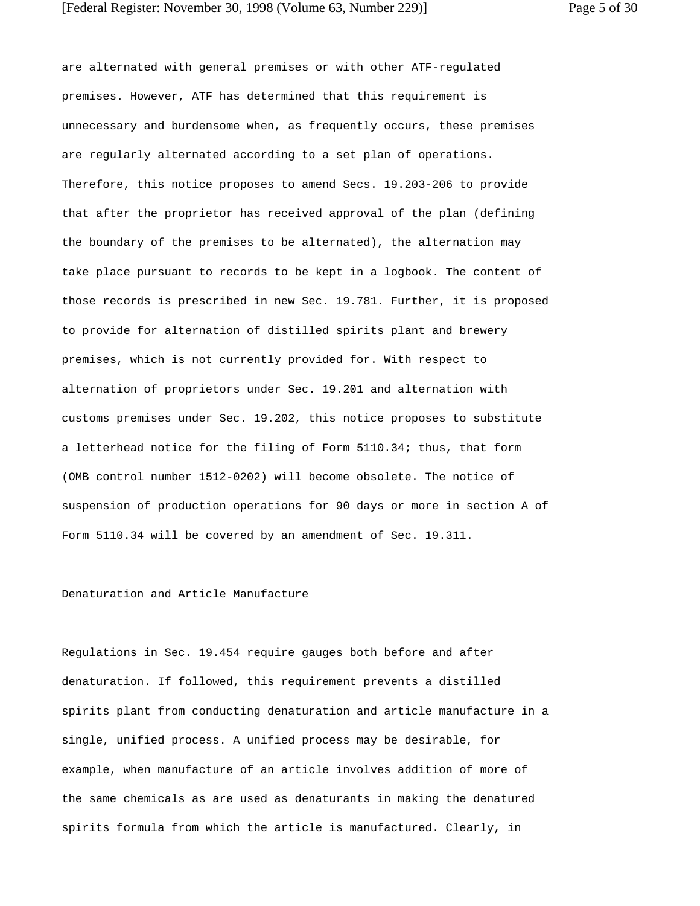are alternated with general premises or with other ATF-regulated premises. However, ATF has determined that this requirement is unnecessary and burdensome when, as frequently occurs, these premises are regularly alternated according to a set plan of operations. Therefore, this notice proposes to amend Secs. 19.203-206 to provide that after the proprietor has received approval of the plan (defining the boundary of the premises to be alternated), the alternation may take place pursuant to records to be kept in a logbook. The content of those records is prescribed in new Sec. 19.781. Further, it is proposed to provide for alternation of distilled spirits plant and brewery premises, which is not currently provided for. With respect to alternation of proprietors under Sec. 19.201 and alternation with customs premises under Sec. 19.202, this notice proposes to substitute a letterhead notice for the filing of Form 5110.34; thus, that form (OMB control number 1512-0202) will become obsolete. The notice of suspension of production operations for 90 days or more in section A of Form 5110.34 will be covered by an amendment of Sec. 19.311.

## Denaturation and Article Manufacture

Regulations in Sec. 19.454 require gauges both before and after denaturation. If followed, this requirement prevents a distilled spirits plant from conducting denaturation and article manufacture in a single, unified process. A unified process may be desirable, for example, when manufacture of an article involves addition of more of the same chemicals as are used as denaturants in making the denatured spirits formula from which the article is manufactured. Clearly, in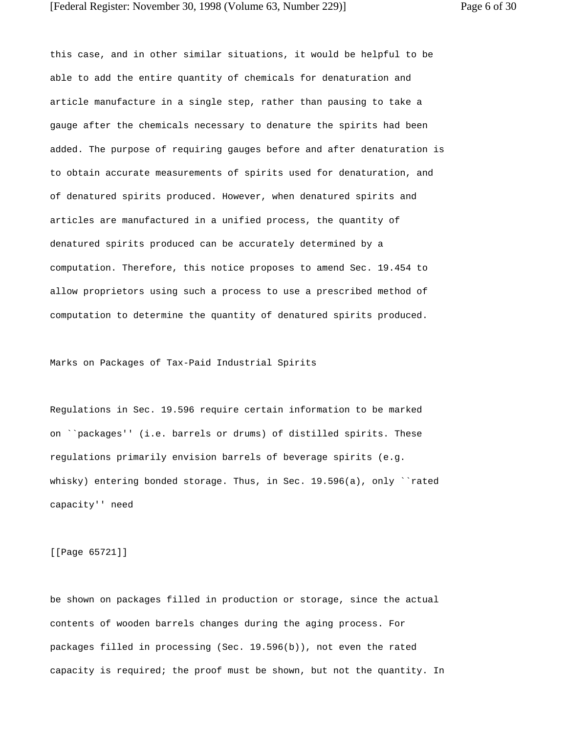this case, and in other similar situations, it would be helpful to be able to add the entire quantity of chemicals for denaturation and article manufacture in a single step, rather than pausing to take a gauge after the chemicals necessary to denature the spirits had been added. The purpose of requiring gauges before and after denaturation is to obtain accurate measurements of spirits used for denaturation, and of denatured spirits produced. However, when denatured spirits and articles are manufactured in a unified process, the quantity of denatured spirits produced can be accurately determined by a computation. Therefore, this notice proposes to amend Sec. 19.454 to allow proprietors using such a process to use a prescribed method of computation to determine the quantity of denatured spirits produced.

Marks on Packages of Tax-Paid Industrial Spirits

Regulations in Sec. 19.596 require certain information to be marked on ``packages'' (i.e. barrels or drums) of distilled spirits. These regulations primarily envision barrels of beverage spirits (e.g. whisky) entering bonded storage. Thus, in Sec. 19.596(a), only ``rated capacity'' need

[[Page 65721]]

be shown on packages filled in production or storage, since the actual contents of wooden barrels changes during the aging process. For packages filled in processing (Sec. 19.596(b)), not even the rated capacity is required; the proof must be shown, but not the quantity. In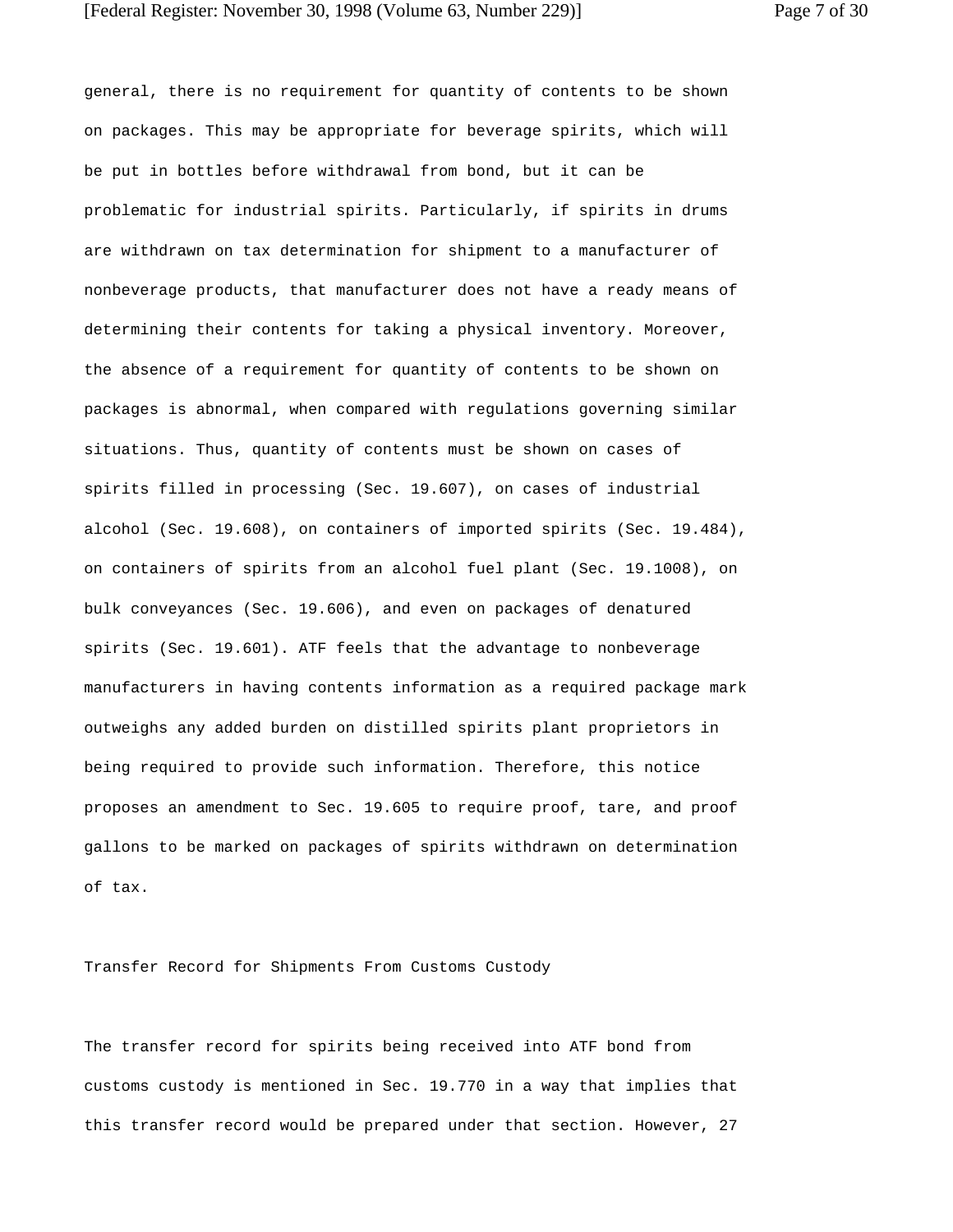general, there is no requirement for quantity of contents to be shown on packages. This may be appropriate for beverage spirits, which will be put in bottles before withdrawal from bond, but it can be problematic for industrial spirits. Particularly, if spirits in drums are withdrawn on tax determination for shipment to a manufacturer of nonbeverage products, that manufacturer does not have a ready means of determining their contents for taking a physical inventory. Moreover, the absence of a requirement for quantity of contents to be shown on packages is abnormal, when compared with regulations governing similar situations. Thus, quantity of contents must be shown on cases of spirits filled in processing (Sec. 19.607), on cases of industrial alcohol (Sec. 19.608), on containers of imported spirits (Sec. 19.484), on containers of spirits from an alcohol fuel plant (Sec. 19.1008), on bulk conveyances (Sec. 19.606), and even on packages of denatured spirits (Sec. 19.601). ATF feels that the advantage to nonbeverage manufacturers in having contents information as a required package mark outweighs any added burden on distilled spirits plant proprietors in being required to provide such information. Therefore, this notice proposes an amendment to Sec. 19.605 to require proof, tare, and proof gallons to be marked on packages of spirits withdrawn on determination of tax.

Transfer Record for Shipments From Customs Custody

The transfer record for spirits being received into ATF bond from customs custody is mentioned in Sec. 19.770 in a way that implies that this transfer record would be prepared under that section. However, 27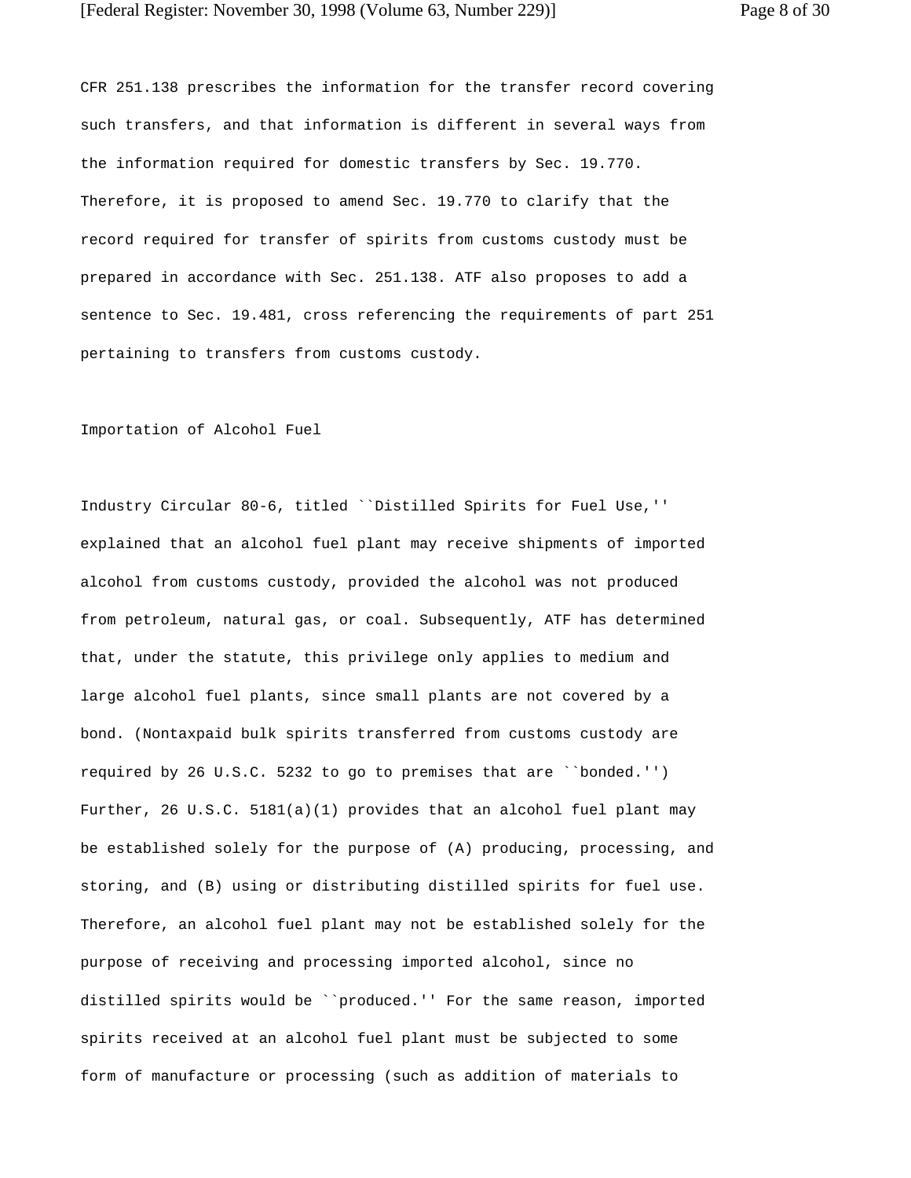CFR 251.138 prescribes the information for the transfer record covering such transfers, and that information is different in several ways from the information required for domestic transfers by Sec. 19.770. Therefore, it is proposed to amend Sec. 19.770 to clarify that the record required for transfer of spirits from customs custody must be prepared in accordance with Sec. 251.138. ATF also proposes to add a sentence to Sec. 19.481, cross referencing the requirements of part 251 pertaining to transfers from customs custody.

Importation of Alcohol Fuel

Industry Circular 80-6, titled ``Distilled Spirits for Fuel Use,'' explained that an alcohol fuel plant may receive shipments of imported alcohol from customs custody, provided the alcohol was not produced from petroleum, natural gas, or coal. Subsequently, ATF has determined that, under the statute, this privilege only applies to medium and large alcohol fuel plants, since small plants are not covered by a bond. (Nontaxpaid bulk spirits transferred from customs custody are required by 26 U.S.C. 5232 to go to premises that are ``bonded.'') Further, 26 U.S.C. 5181(a)(1) provides that an alcohol fuel plant may be established solely for the purpose of (A) producing, processing, and storing, and (B) using or distributing distilled spirits for fuel use. Therefore, an alcohol fuel plant may not be established solely for the purpose of receiving and processing imported alcohol, since no distilled spirits would be ``produced.'' For the same reason, imported spirits received at an alcohol fuel plant must be subjected to some form of manufacture or processing (such as addition of materials to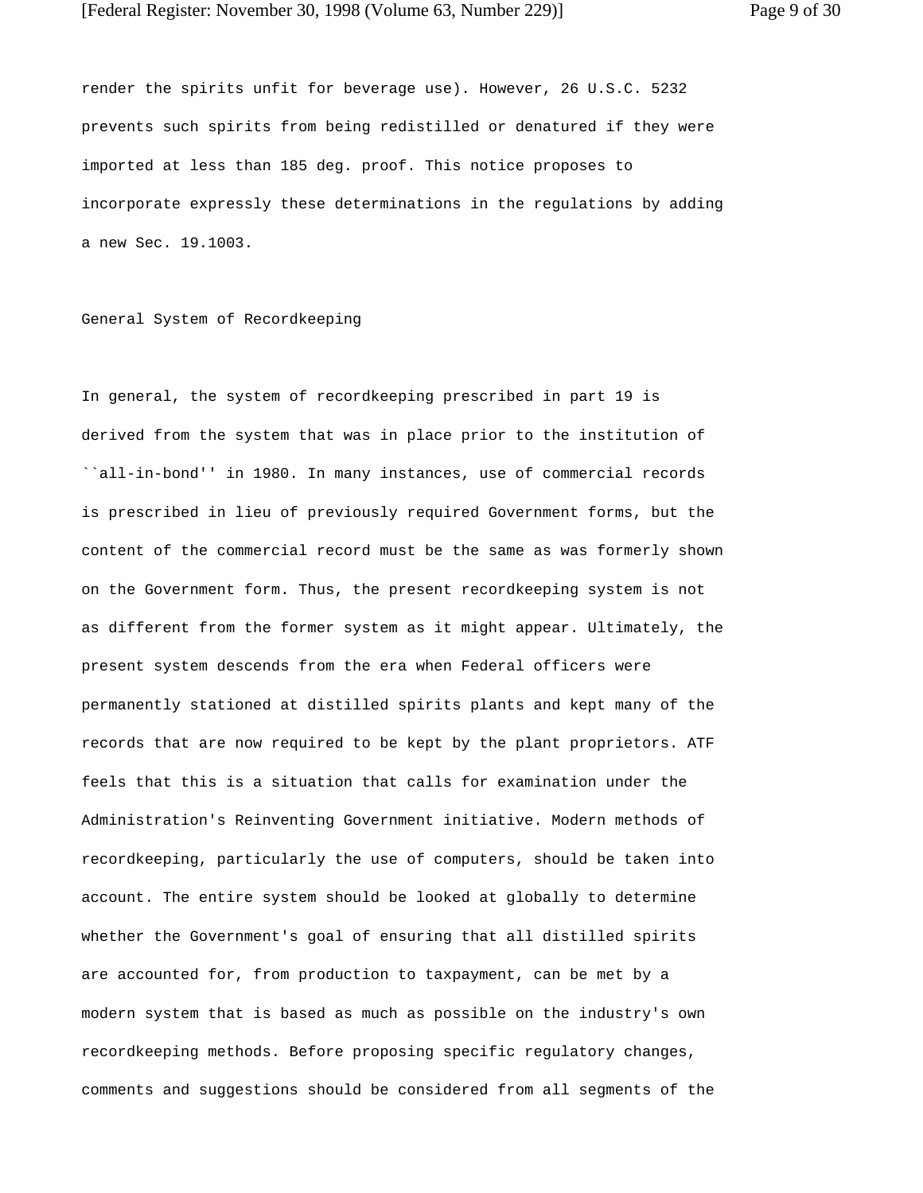render the spirits unfit for beverage use). However, 26 U.S.C. 5232 prevents such spirits from being redistilled or denatured if they were imported at less than 185 deg. proof. This notice proposes to incorporate expressly these determinations in the regulations by adding a new Sec. 19.1003.

## General System of Recordkeeping

In general, the system of recordkeeping prescribed in part 19 is derived from the system that was in place prior to the institution of ``all-in-bond'' in 1980. In many instances, use of commercial records is prescribed in lieu of previously required Government forms, but the content of the commercial record must be the same as was formerly shown on the Government form. Thus, the present recordkeeping system is not as different from the former system as it might appear. Ultimately, the present system descends from the era when Federal officers were permanently stationed at distilled spirits plants and kept many of the records that are now required to be kept by the plant proprietors. ATF feels that this is a situation that calls for examination under the Administration's Reinventing Government initiative. Modern methods of recordkeeping, particularly the use of computers, should be taken into account. The entire system should be looked at globally to determine whether the Government's goal of ensuring that all distilled spirits are accounted for, from production to taxpayment, can be met by a modern system that is based as much as possible on the industry's own recordkeeping methods. Before proposing specific regulatory changes, comments and suggestions should be considered from all segments of the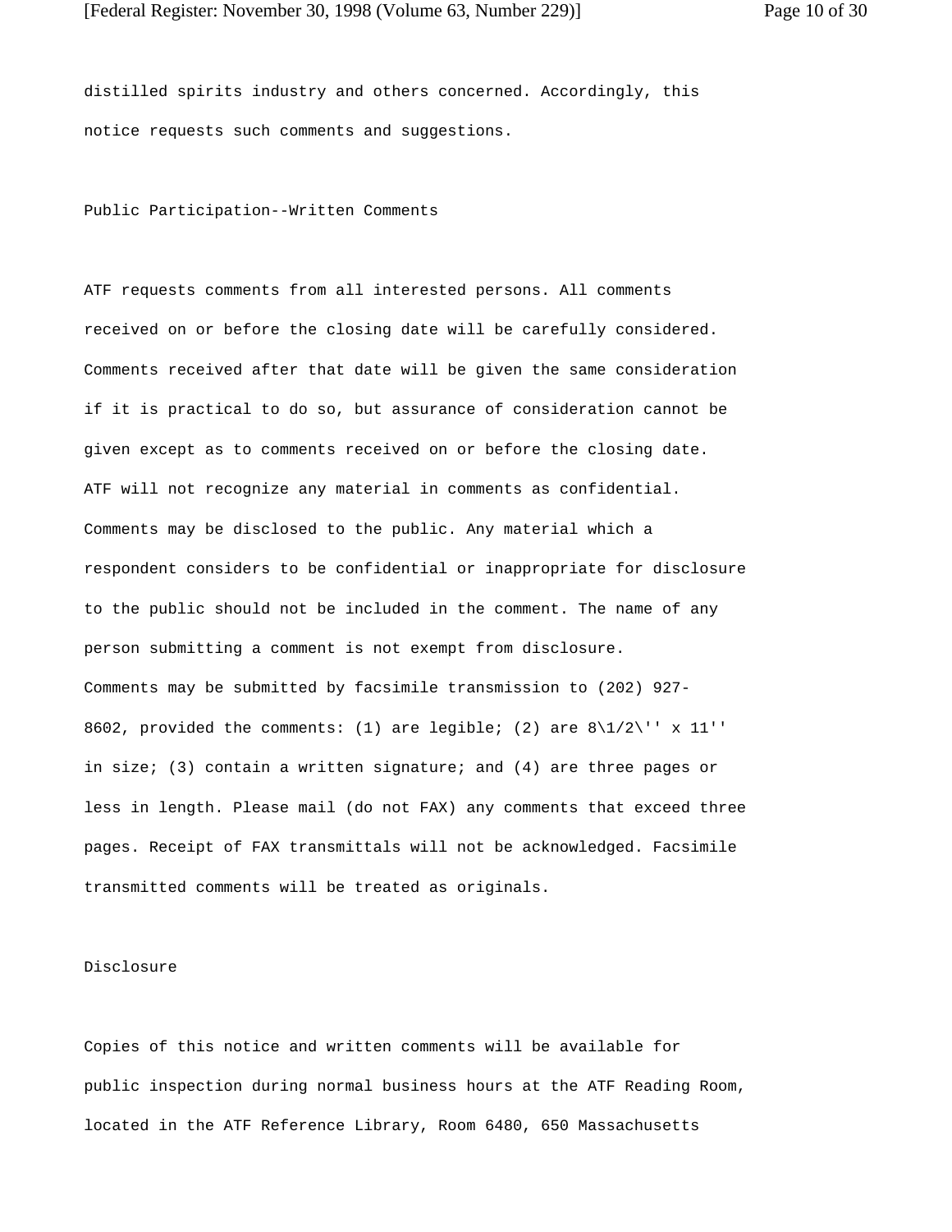distilled spirits industry and others concerned. Accordingly, this notice requests such comments and suggestions.

## Public Participation--Written Comments

ATF requests comments from all interested persons. All comments received on or before the closing date will be carefully considered. Comments received after that date will be given the same consideration if it is practical to do so, but assurance of consideration cannot be given except as to comments received on or before the closing date. ATF will not recognize any material in comments as confidential. Comments may be disclosed to the public. Any material which a respondent considers to be confidential or inappropriate for disclosure to the public should not be included in the comment. The name of any person submitting a comment is not exempt from disclosure.

Comments may be submitted by facsimile transmission to (202) 927-8602, provided the comments: (1) are legible; (2) are 8\1/2\'' x 11'' in size; (3) contain a written signature; and (4) are three pages or less in length. Please mail (do not FAX) any comments that exceed three pages. Receipt of FAX transmittals will not be acknowledged. Facsimile transmitted comments will be treated as originals.

## Disclosure

Copies of this notice and written comments will be available for public inspection during normal business hours at the ATF Reading Room, located in the ATF Reference Library, Room 6480, 650 Massachusetts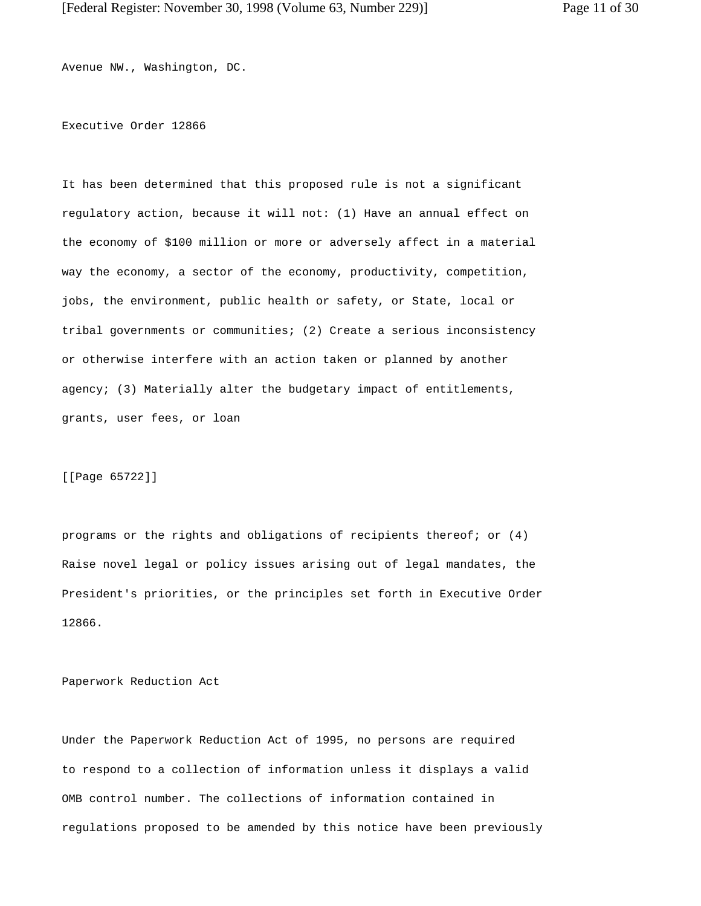Avenue NW., Washington, DC.

Executive Order 12866

It has been determined that this proposed rule is not a significant regulatory action, because it will not: (1) Have an annual effect on the economy of $100 million or more or adversely affect in a material way the economy, a sector of the economy, productivity, competition, jobs, the environment, public health or safety, or State, local or tribal governments or communities; (2) Create a serious inconsistency or otherwise interfere with an action taken or planned by another agency; (3) Materially alter the budgetary impact of entitlements, grants, user fees, or loan

[[Page 65722]]

programs or the rights and obligations of recipients thereof; or (4) Raise novel legal or policy issues arising out of legal mandates, the President's priorities, or the principles set forth in Executive Order 12866.

Paperwork Reduction Act

Under the Paperwork Reduction Act of 1995, no persons are required to respond to a collection of information unless it displays a valid OMB control number. The collections of information contained in regulations proposed to be amended by this notice have been previously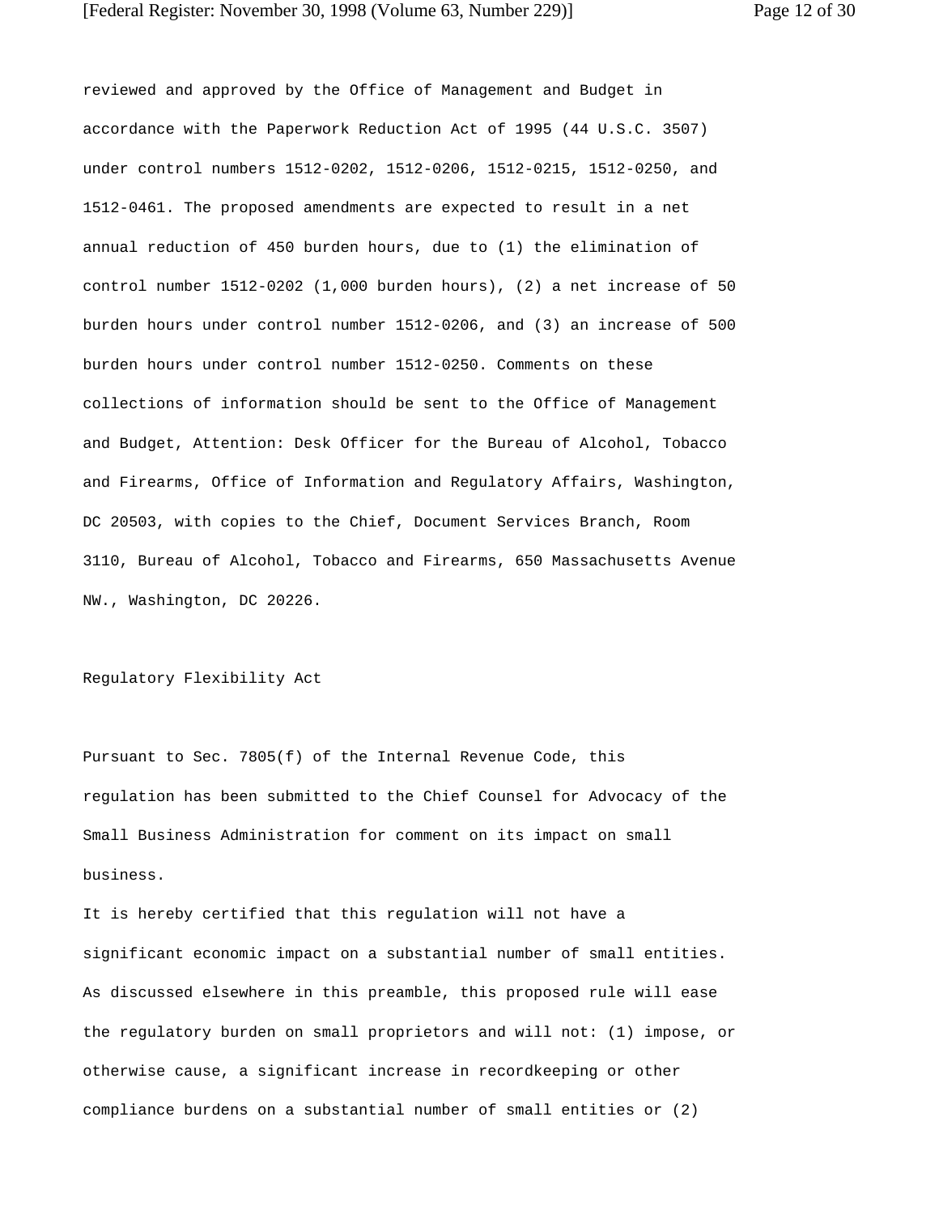reviewed and approved by the Office of Management and Budget in accordance with the Paperwork Reduction Act of 1995 (44 U.S.C. 3507) under control numbers 1512-0202, 1512-0206, 1512-0215, 1512-0250, and 1512-0461. The proposed amendments are expected to result in a net annual reduction of 450 burden hours, due to (1) the elimination of control number 1512-0202 (1,000 burden hours), (2) a net increase of 50 burden hours under control number 1512-0206, and (3) an increase of 500 burden hours under control number 1512-0250. Comments on these collections of information should be sent to the Office of Management and Budget, Attention: Desk Officer for the Bureau of Alcohol, Tobacco and Firearms, Office of Information and Regulatory Affairs, Washington, DC 20503, with copies to the Chief, Document Services Branch, Room 3110, Bureau of Alcohol, Tobacco and Firearms, 650 Massachusetts Avenue NW., Washington, DC 20226.

## Regulatory Flexibility Act

Pursuant to Sec. 7805(f) of the Internal Revenue Code, this regulation has been submitted to the Chief Counsel for Advocacy of the Small Business Administration for comment on its impact on small business.

It is hereby certified that this regulation will not have a significant economic impact on a substantial number of small entities. As discussed elsewhere in this preamble, this proposed rule will ease the regulatory burden on small proprietors and will not: (1) impose, or otherwise cause, a significant increase in recordkeeping or other compliance burdens on a substantial number of small entities or (2)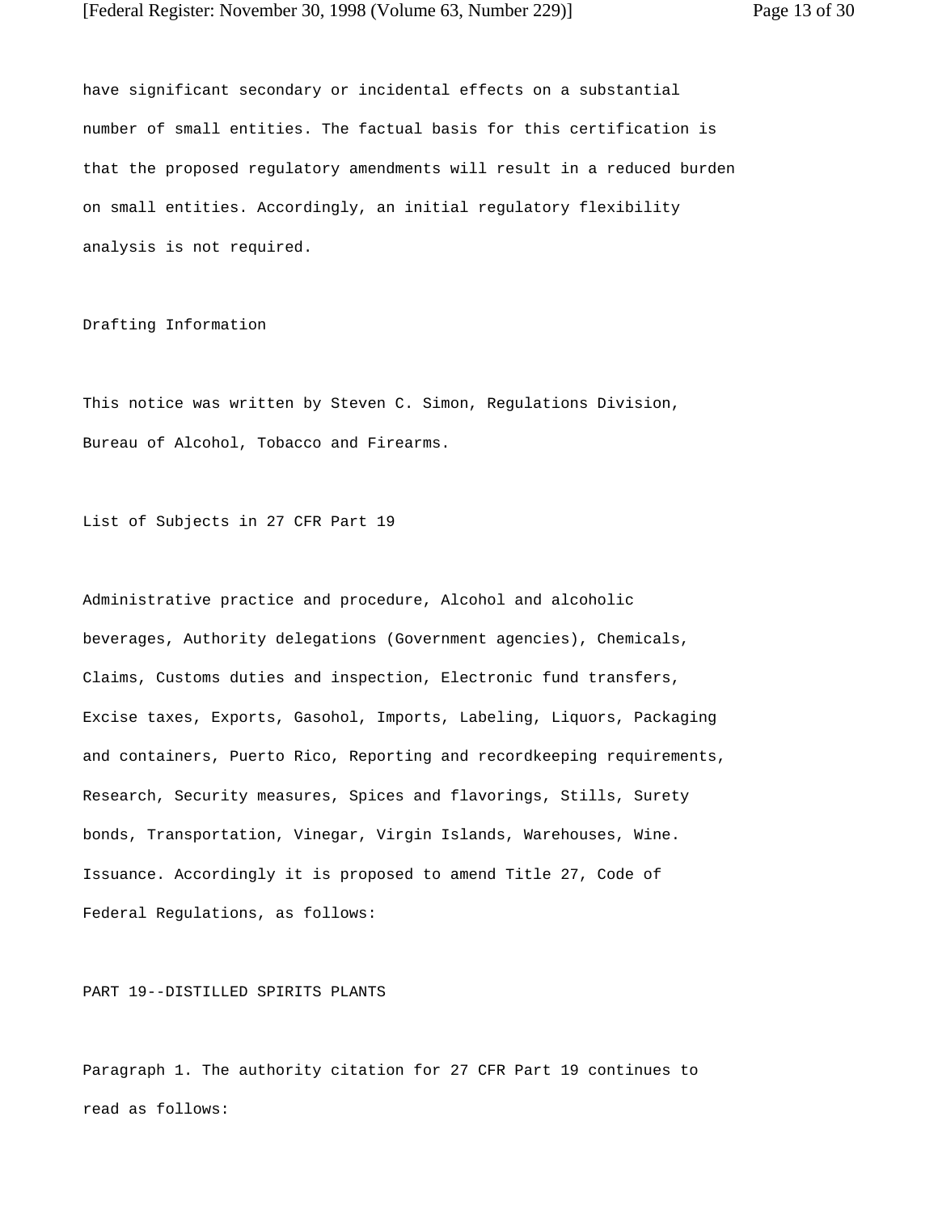have significant secondary or incidental effects on a substantial number of small entities. The factual basis for this certification is that the proposed regulatory amendments will result in a reduced burden on small entities. Accordingly, an initial regulatory flexibility analysis is not required.

## Drafting Information

This notice was written by Steven C. Simon, Regulations Division, Bureau of Alcohol, Tobacco and Firearms.

## List of Subjects in 27 CFR Part 19

Administrative practice and procedure, Alcohol and alcoholic beverages, Authority delegations (Government agencies), Chemicals, Claims, Customs duties and inspection, Electronic fund transfers, Excise taxes, Exports, Gasohol, Imports, Labeling, Liquors, Packaging and containers, Puerto Rico, Reporting and recordkeeping requirements, Research, Security measures, Spices and flavorings, Stills, Surety bonds, Transportation, Vinegar, Virgin Islands, Warehouses, Wine. Issuance. Accordingly it is proposed to amend Title 27, Code of Federal Regulations, as follows:

## PART 19--DISTILLED SPIRITS PLANTS

Paragraph 1. The authority citation for 27 CFR Part 19 continues to read as follows: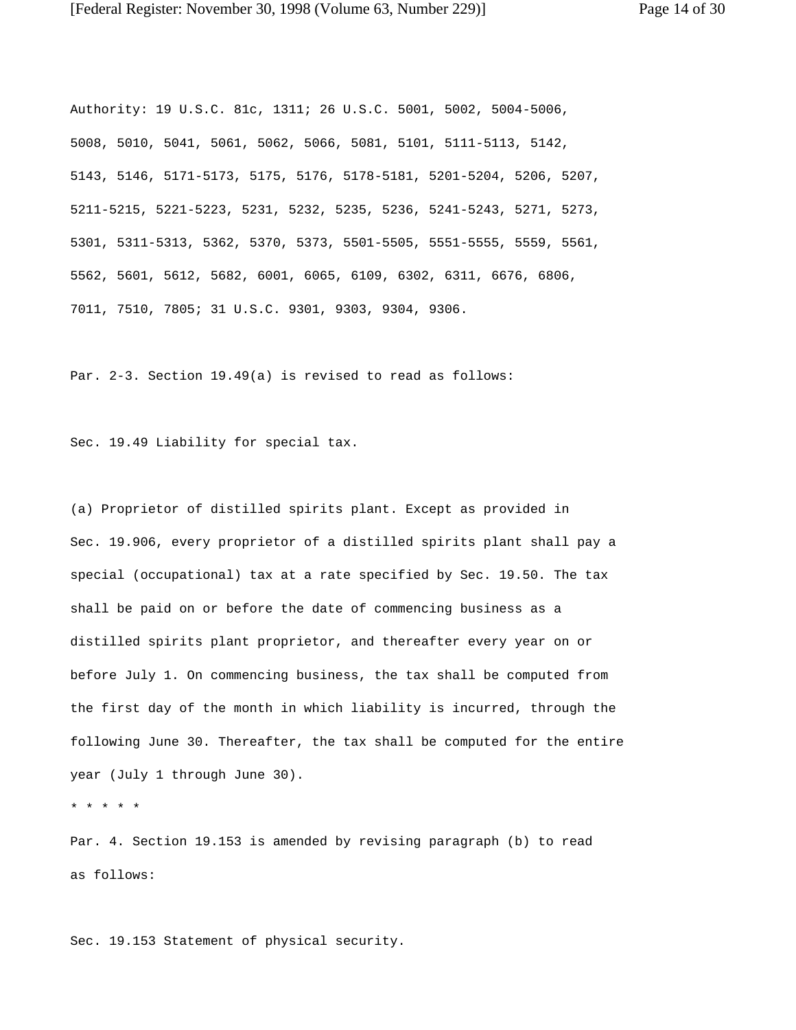Authority: 19 U.S.C. 81c, 1311; 26 U.S.C. 5001, 5002, 5004-5006, 5008, 5010, 5041, 5061, 5062, 5066, 5081, 5101, 5111-5113, 5142, 5143, 5146, 5171-5173, 5175, 5176, 5178-5181, 5201-5204, 5206, 5207, 5211-5215, 5221-5223, 5231, 5232, 5235, 5236, 5241-5243, 5271, 5273, 5301, 5311-5313, 5362, 5370, 5373, 5501-5505, 5551-5555, 5559, 5561, 5562, 5601, 5612, 5682, 6001, 6065, 6109, 6302, 6311, 6676, 6806, 7011, 7510, 7805; 31 U.S.C. 9301, 9303, 9304, 9306.

Par. 2-3. Section 19.49(a) is revised to read as follows:

Sec. 19.49 Liability for special tax.

(a) Proprietor of distilled spirits plant. Except as provided in Sec. 19.906, every proprietor of a distilled spirits plant shall pay a special (occupational) tax at a rate specified by Sec. 19.50. The tax shall be paid on or before the date of commencing business as a distilled spirits plant proprietor, and thereafter every year on or before July 1. On commencing business, the tax shall be computed from the first day of the month in which liability is incurred, through the following June 30. Thereafter, the tax shall be computed for the entire year (July 1 through June 30).

* * * * *

Par. 4. Section 19.153 is amended by revising paragraph (b) to read as follows:

Sec. 19.153 Statement of physical security.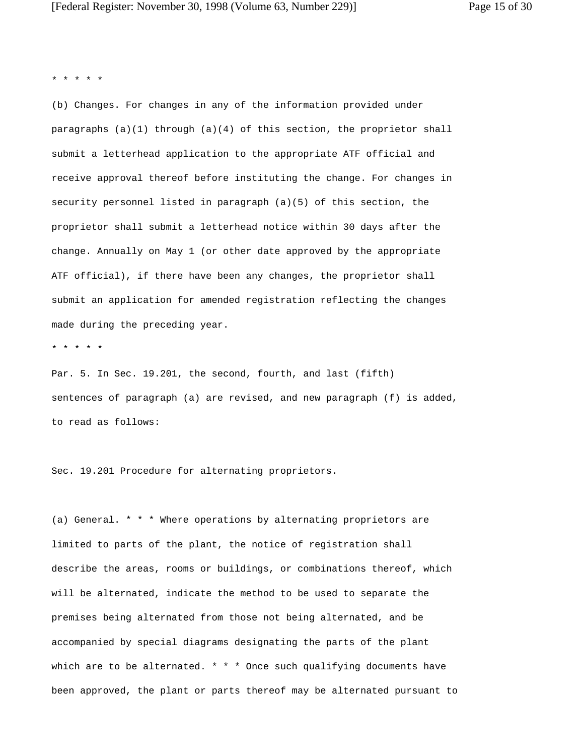* * * * *

(b) Changes. For changes in any of the information provided under paragraphs (a)(1) through (a)(4) of this section, the proprietor shall submit a letterhead application to the appropriate ATF official and receive approval thereof before instituting the change. For changes in security personnel listed in paragraph (a)(5) of this section, the proprietor shall submit a letterhead notice within 30 days after the change. Annually on May 1 (or other date approved by the appropriate ATF official), if there have been any changes, the proprietor shall submit an application for amended registration reflecting the changes made during the preceding year.

* * * * *

Par. 5. In Sec. 19.201, the second, fourth, and last (fifth) sentences of paragraph (a) are revised, and new paragraph (f) is added, to read as follows:

Sec. 19.201 Procedure for alternating proprietors.

(a) General. * * * Where operations by alternating proprietors are limited to parts of the plant, the notice of registration shall describe the areas, rooms or buildings, or combinations thereof, which will be alternated, indicate the method to be used to separate the premises being alternated from those not being alternated, and be accompanied by special diagrams designating the parts of the plant which are to be alternated. * * * Once such qualifying documents have been approved, the plant or parts thereof may be alternated pursuant to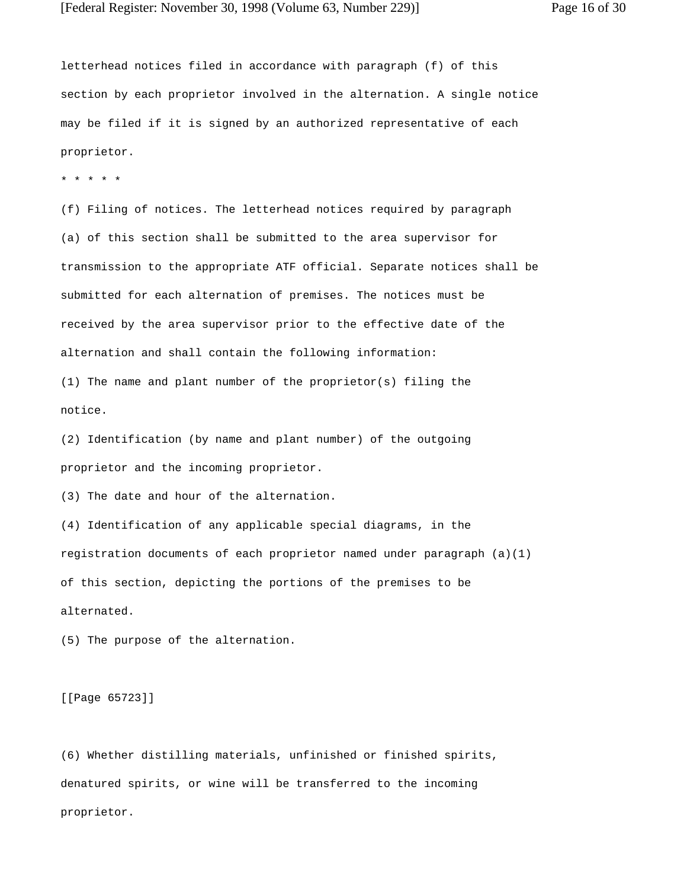letterhead notices filed in accordance with paragraph (f) of this section by each proprietor involved in the alternation. A single notice may be filed if it is signed by an authorized representative of each proprietor.

* * * * *

(f) Filing of notices. The letterhead notices required by paragraph (a) of this section shall be submitted to the area supervisor for transmission to the appropriate ATF official. Separate notices shall be submitted for each alternation of premises. The notices must be received by the area supervisor prior to the effective date of the alternation and shall contain the following information:

(1) The name and plant number of the proprietor(s) filing the notice.

(2) Identification (by name and plant number) of the outgoing proprietor and the incoming proprietor.

(3) The date and hour of the alternation.

(4) Identification of any applicable special diagrams, in the registration documents of each proprietor named under paragraph (a)(1) of this section, depicting the portions of the premises to be alternated.

(5) The purpose of the alternation.

[[Page 65723]]

(6) Whether distilling materials, unfinished or finished spirits, denatured spirits, or wine will be transferred to the incoming proprietor.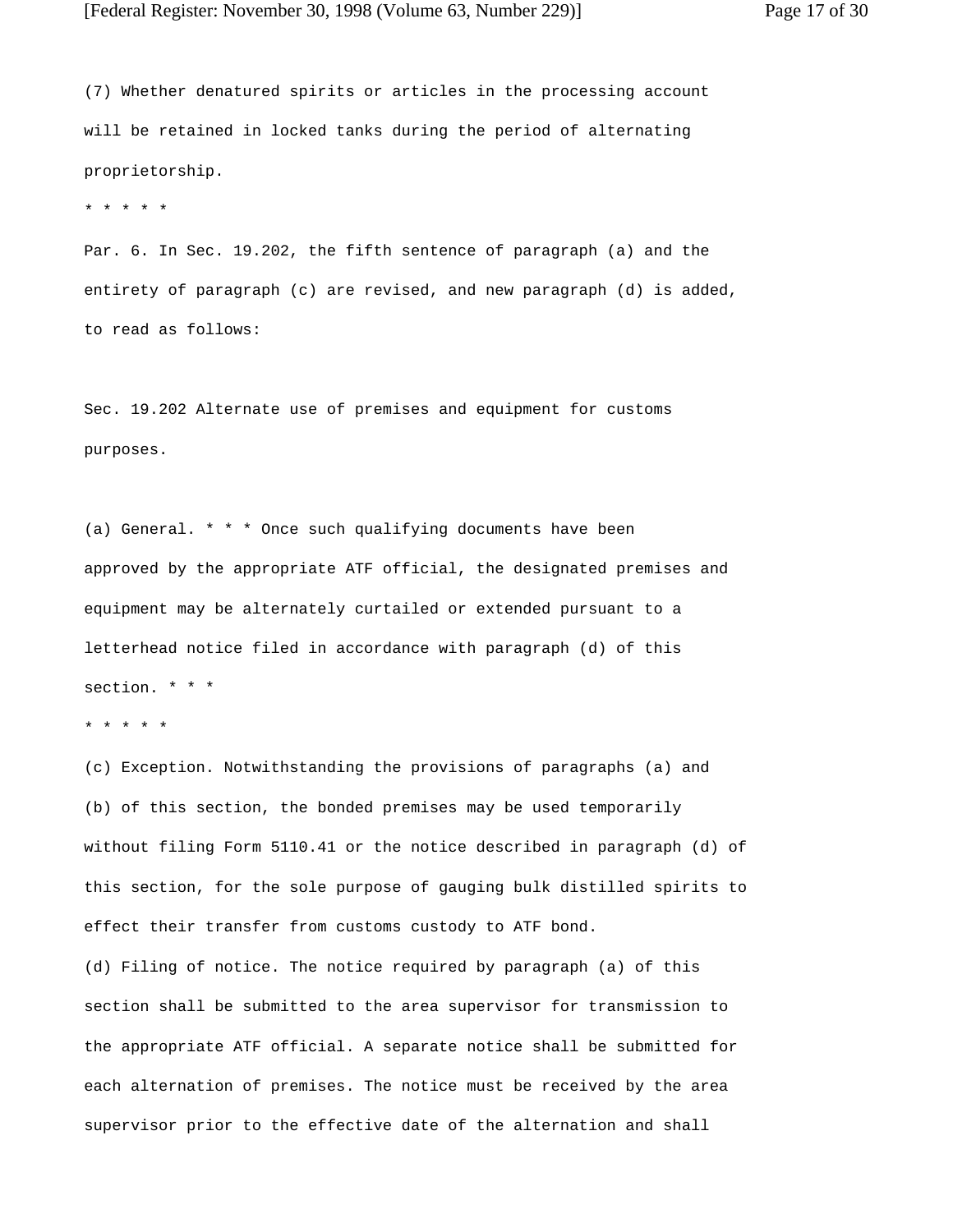(7) Whether denatured spirits or articles in the processing account will be retained in locked tanks during the period of alternating proprietorship.

* * * * *

Par. 6. In Sec. 19.202, the fifth sentence of paragraph (a) and the entirety of paragraph (c) are revised, and new paragraph (d) is added, to read as follows:

Sec. 19.202 Alternate use of premises and equipment for customs purposes.

(a) General. * * * Once such qualifying documents have been approved by the appropriate ATF official, the designated premises and equipment may be alternately curtailed or extended pursuant to a letterhead notice filed in accordance with paragraph (d) of this section. * * *

* * * * *

(c) Exception. Notwithstanding the provisions of paragraphs (a) and (b) of this section, the bonded premises may be used temporarily without filing Form 5110.41 or the notice described in paragraph (d) of this section, for the sole purpose of gauging bulk distilled spirits to effect their transfer from customs custody to ATF bond.

(d) Filing of notice. The notice required by paragraph (a) of this section shall be submitted to the area supervisor for transmission to the appropriate ATF official. A separate notice shall be submitted for each alternation of premises. The notice must be received by the area supervisor prior to the effective date of the alternation and shall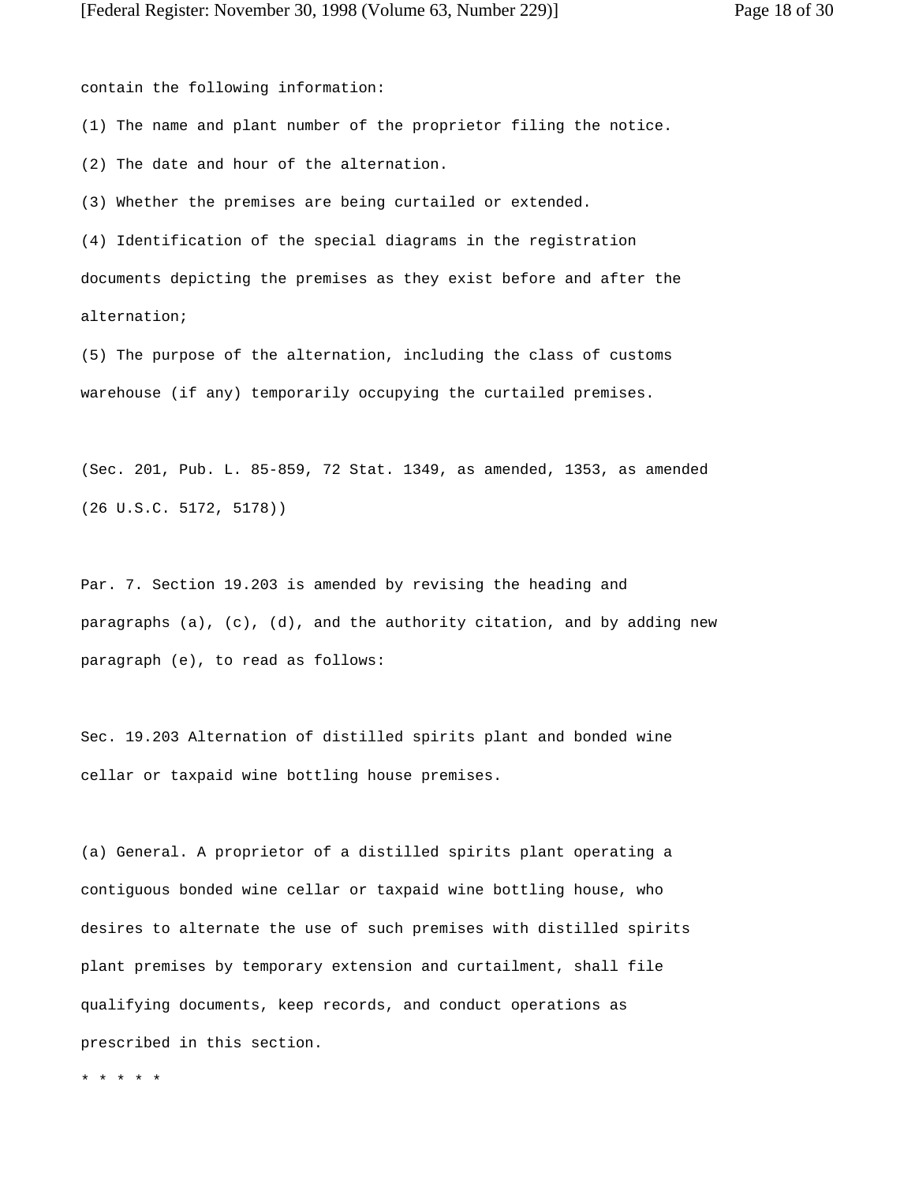contain the following information:

(1) The name and plant number of the proprietor filing the notice.

(2) The date and hour of the alternation.

(3) Whether the premises are being curtailed or extended.

(4) Identification of the special diagrams in the registration documents depicting the premises as they exist before and after the alternation;

(5) The purpose of the alternation, including the class of customs warehouse (if any) temporarily occupying the curtailed premises.

(Sec. 201, Pub. L. 85-859, 72 Stat. 1349, as amended, 1353, as amended (26 U.S.C. 5172, 5178))

Par. 7. Section 19.203 is amended by revising the heading and paragraphs (a), (c), (d), and the authority citation, and by adding new paragraph (e), to read as follows:

Sec. 19.203 Alternation of distilled spirits plant and bonded wine cellar or taxpaid wine bottling house premises.

(a) General. A proprietor of a distilled spirits plant operating a contiguous bonded wine cellar or taxpaid wine bottling house, who desires to alternate the use of such premises with distilled spirits plant premises by temporary extension and curtailment, shall file qualifying documents, keep records, and conduct operations as prescribed in this section.

\* \* \* \* \*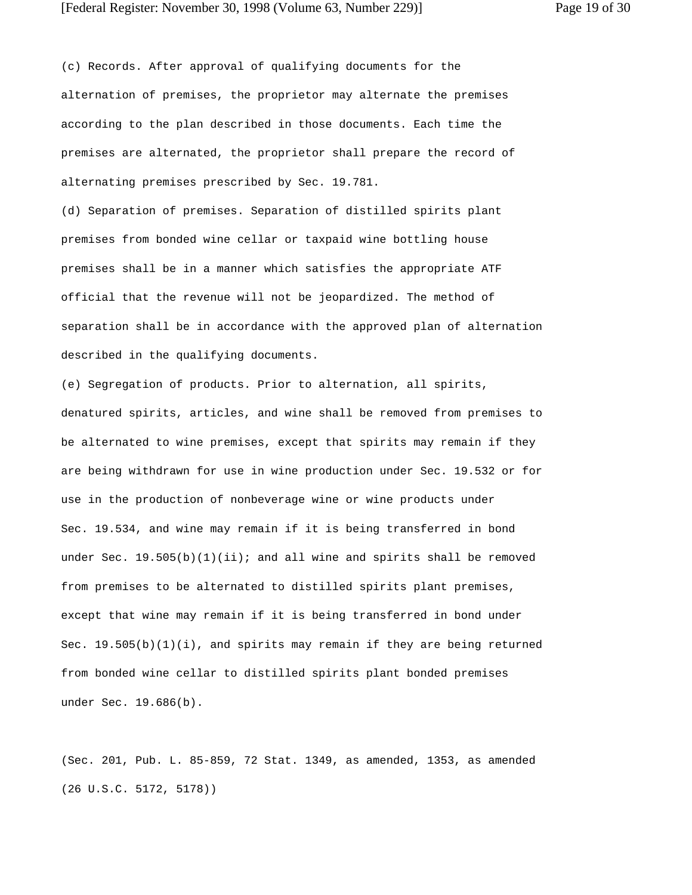(c) Records. After approval of qualifying documents for the alternation of premises, the proprietor may alternate the premises according to the plan described in those documents. Each time the premises are alternated, the proprietor shall prepare the record of alternating premises prescribed by Sec. 19.781.

(d) Separation of premises. Separation of distilled spirits plant premises from bonded wine cellar or taxpaid wine bottling house premises shall be in a manner which satisfies the appropriate ATF official that the revenue will not be jeopardized. The method of separation shall be in accordance with the approved plan of alternation described in the qualifying documents.

(e) Segregation of products. Prior to alternation, all spirits, denatured spirits, articles, and wine shall be removed from premises to be alternated to wine premises, except that spirits may remain if they are being withdrawn for use in wine production under Sec. 19.532 or for use in the production of nonbeverage wine or wine products under Sec. 19.534, and wine may remain if it is being transferred in bond under Sec. 19.505(b)(1)(ii); and all wine and spirits shall be removed from premises to be alternated to distilled spirits plant premises, except that wine may remain if it is being transferred in bond under Sec. 19.505(b)(1)(i), and spirits may remain if they are being returned from bonded wine cellar to distilled spirits plant bonded premises under Sec. 19.686(b).

(Sec. 201, Pub. L. 85-859, 72 Stat. 1349, as amended, 1353, as amended (26 U.S.C. 5172, 5178))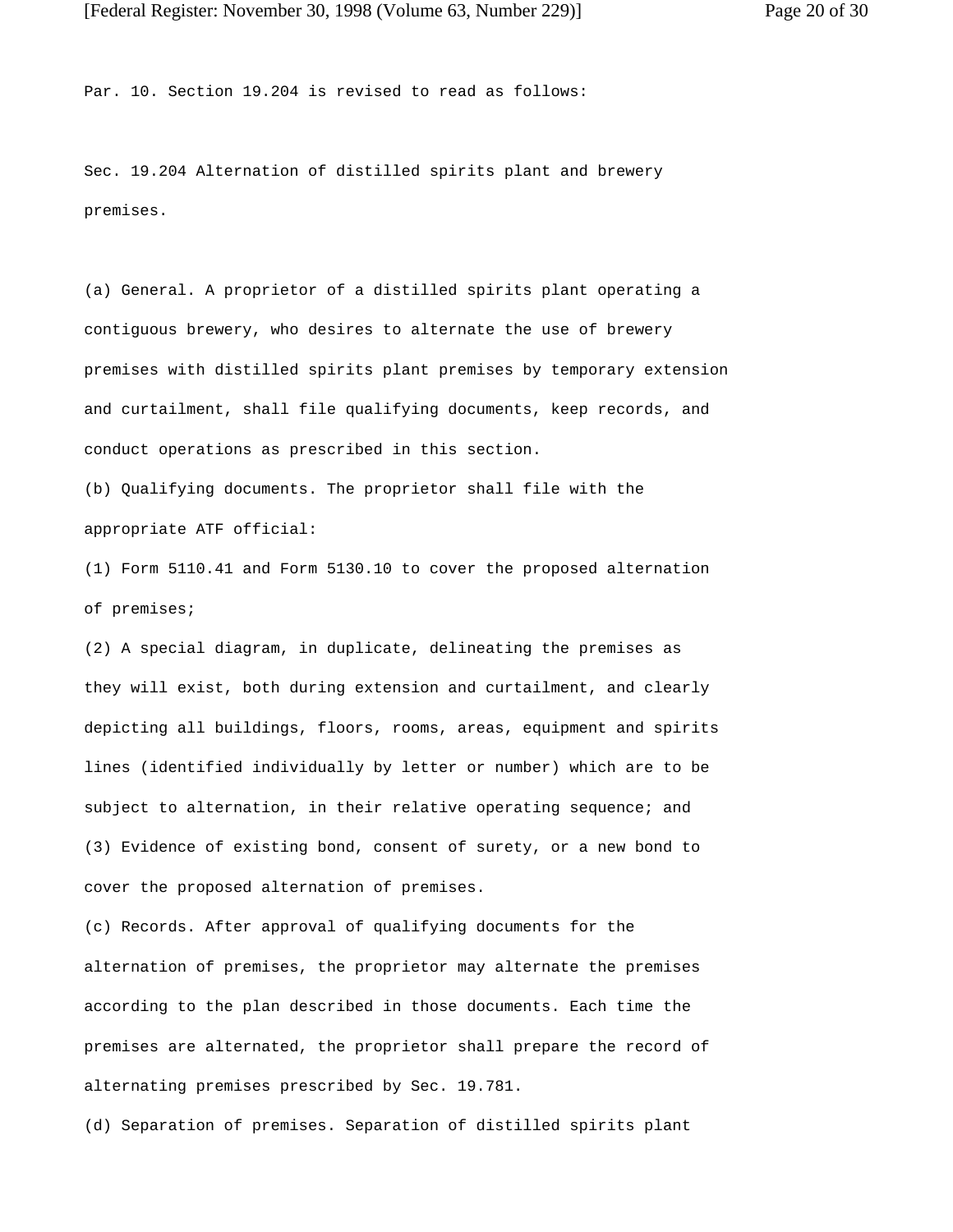Par. 10. Section 19.204 is revised to read as follows:

Sec. 19.204 Alternation of distilled spirits plant and brewery premises.

(a) General. A proprietor of a distilled spirits plant operating a contiguous brewery, who desires to alternate the use of brewery premises with distilled spirits plant premises by temporary extension and curtailment, shall file qualifying documents, keep records, and conduct operations as prescribed in this section.

(b) Qualifying documents. The proprietor shall file with the appropriate ATF official:

(1) Form 5110.41 and Form 5130.10 to cover the proposed alternation of premises;

(2) A special diagram, in duplicate, delineating the premises as they will exist, both during extension and curtailment, and clearly depicting all buildings, floors, rooms, areas, equipment and spirits lines (identified individually by letter or number) which are to be subject to alternation, in their relative operating sequence; and

(3) Evidence of existing bond, consent of surety, or a new bond to cover the proposed alternation of premises.

(c) Records. After approval of qualifying documents for the alternation of premises, the proprietor may alternate the premises according to the plan described in those documents. Each time the premises are alternated, the proprietor shall prepare the record of alternating premises prescribed by Sec. 19.781.

(d) Separation of premises. Separation of distilled spirits plant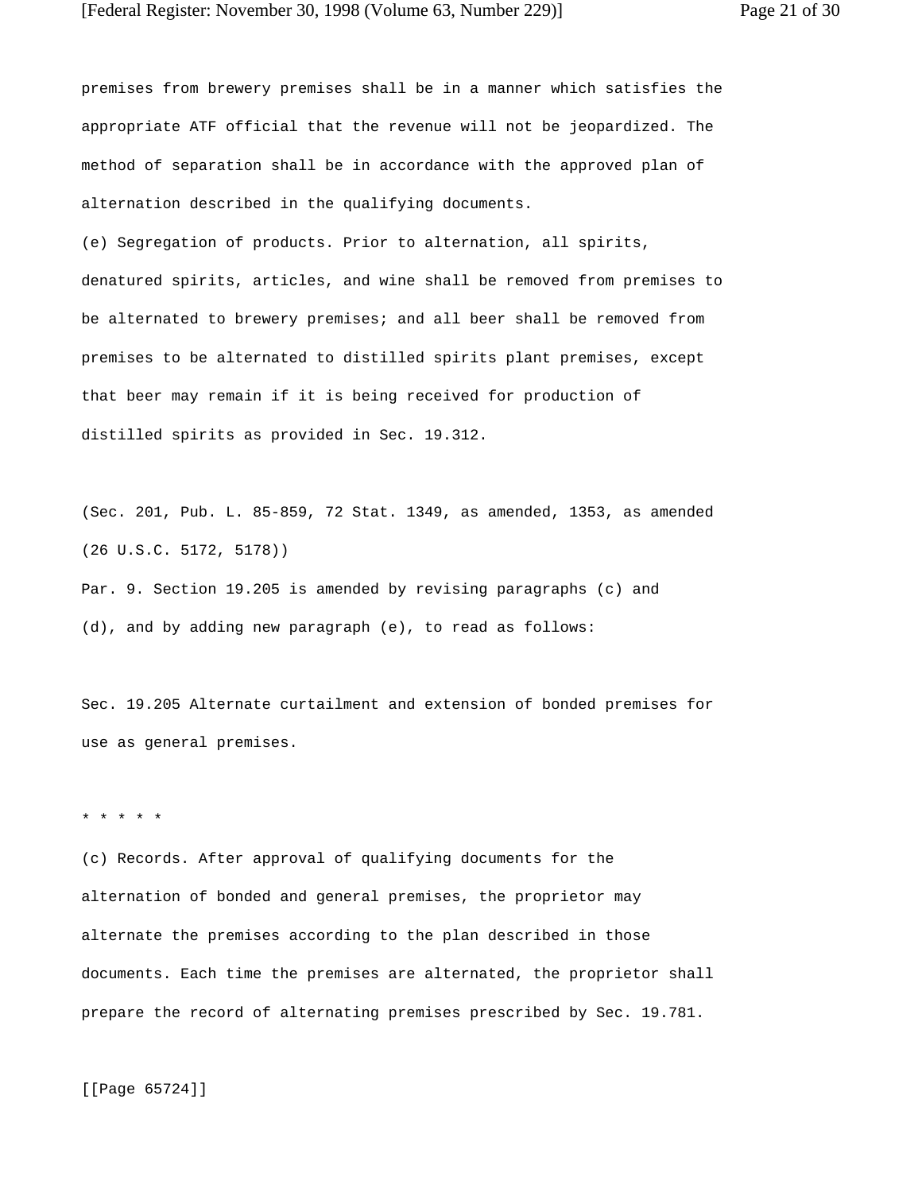premises from brewery premises shall be in a manner which satisfies the appropriate ATF official that the revenue will not be jeopardized. The method of separation shall be in accordance with the approved plan of alternation described in the qualifying documents.

(e) Segregation of products. Prior to alternation, all spirits, denatured spirits, articles, and wine shall be removed from premises to be alternated to brewery premises; and all beer shall be removed from premises to be alternated to distilled spirits plant premises, except that beer may remain if it is being received for production of distilled spirits as provided in Sec. 19.312.

(Sec. 201, Pub. L. 85-859, 72 Stat. 1349, as amended, 1353, as amended (26 U.S.C. 5172, 5178))

Par. 9. Section 19.205 is amended by revising paragraphs (c) and (d), and by adding new paragraph (e), to read as follows:

Sec. 19.205 Alternate curtailment and extension of bonded premises for use as general premises.

* * * * *

(c) Records. After approval of qualifying documents for the alternation of bonded and general premises, the proprietor may alternate the premises according to the plan described in those documents. Each time the premises are alternated, the proprietor shall prepare the record of alternating premises prescribed by Sec. 19.781.

[[Page 65724]]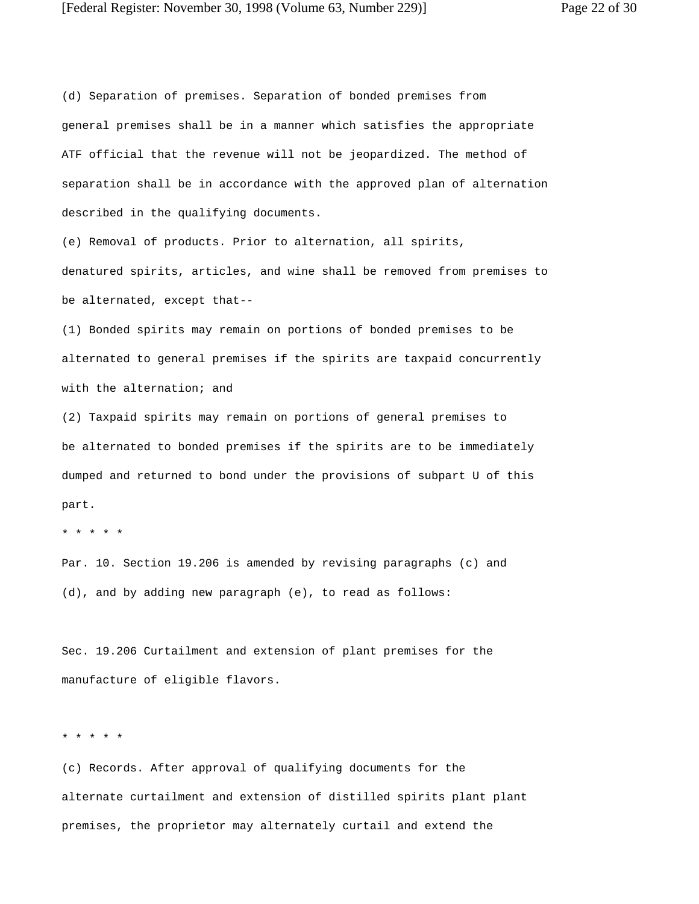(d) Separation of premises. Separation of bonded premises from general premises shall be in a manner which satisfies the appropriate ATF official that the revenue will not be jeopardized. The method of separation shall be in accordance with the approved plan of alternation described in the qualifying documents.

(e) Removal of products. Prior to alternation, all spirits, denatured spirits, articles, and wine shall be removed from premises to be alternated, except that--

(1) Bonded spirits may remain on portions of bonded premises to be alternated to general premises if the spirits are taxpaid concurrently with the alternation; and

(2) Taxpaid spirits may remain on portions of general premises to be alternated to bonded premises if the spirits are to be immediately dumped and returned to bond under the provisions of subpart U of this part.

\* \* \* \* \*

Par. 10. Section 19.206 is amended by revising paragraphs (c) and (d), and by adding new paragraph (e), to read as follows:

Sec. 19.206 Curtailment and extension of plant premises for the manufacture of eligible flavors.

\* \* \* \* \*

(c) Records. After approval of qualifying documents for the alternate curtailment and extension of distilled spirits plant plant premises, the proprietor may alternately curtail and extend the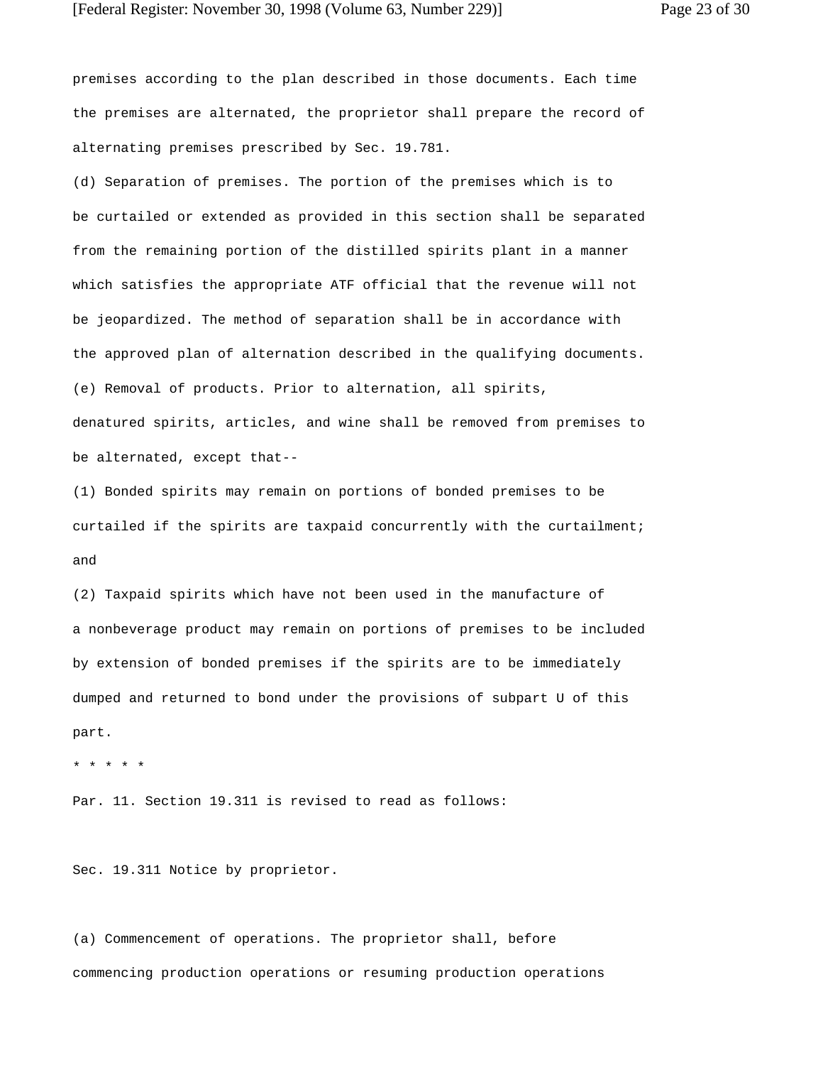premises according to the plan described in those documents. Each time the premises are alternated, the proprietor shall prepare the record of alternating premises prescribed by Sec. 19.781.

(d) Separation of premises. The portion of the premises which is to be curtailed or extended as provided in this section shall be separated from the remaining portion of the distilled spirits plant in a manner which satisfies the appropriate ATF official that the revenue will not be jeopardized. The method of separation shall be in accordance with the approved plan of alternation described in the qualifying documents.

(e) Removal of products. Prior to alternation, all spirits, denatured spirits, articles, and wine shall be removed from premises to be alternated, except that--

(1) Bonded spirits may remain on portions of bonded premises to be curtailed if the spirits are taxpaid concurrently with the curtailment; and

(2) Taxpaid spirits which have not been used in the manufacture of a nonbeverage product may remain on portions of premises to be included by extension of bonded premises if the spirits are to be immediately dumped and returned to bond under the provisions of subpart U of this part.

* * * * *

Par. 11. Section 19.311 is revised to read as follows:

Sec. 19.311 Notice by proprietor.

(a) Commencement of operations. The proprietor shall, before commencing production operations or resuming production operations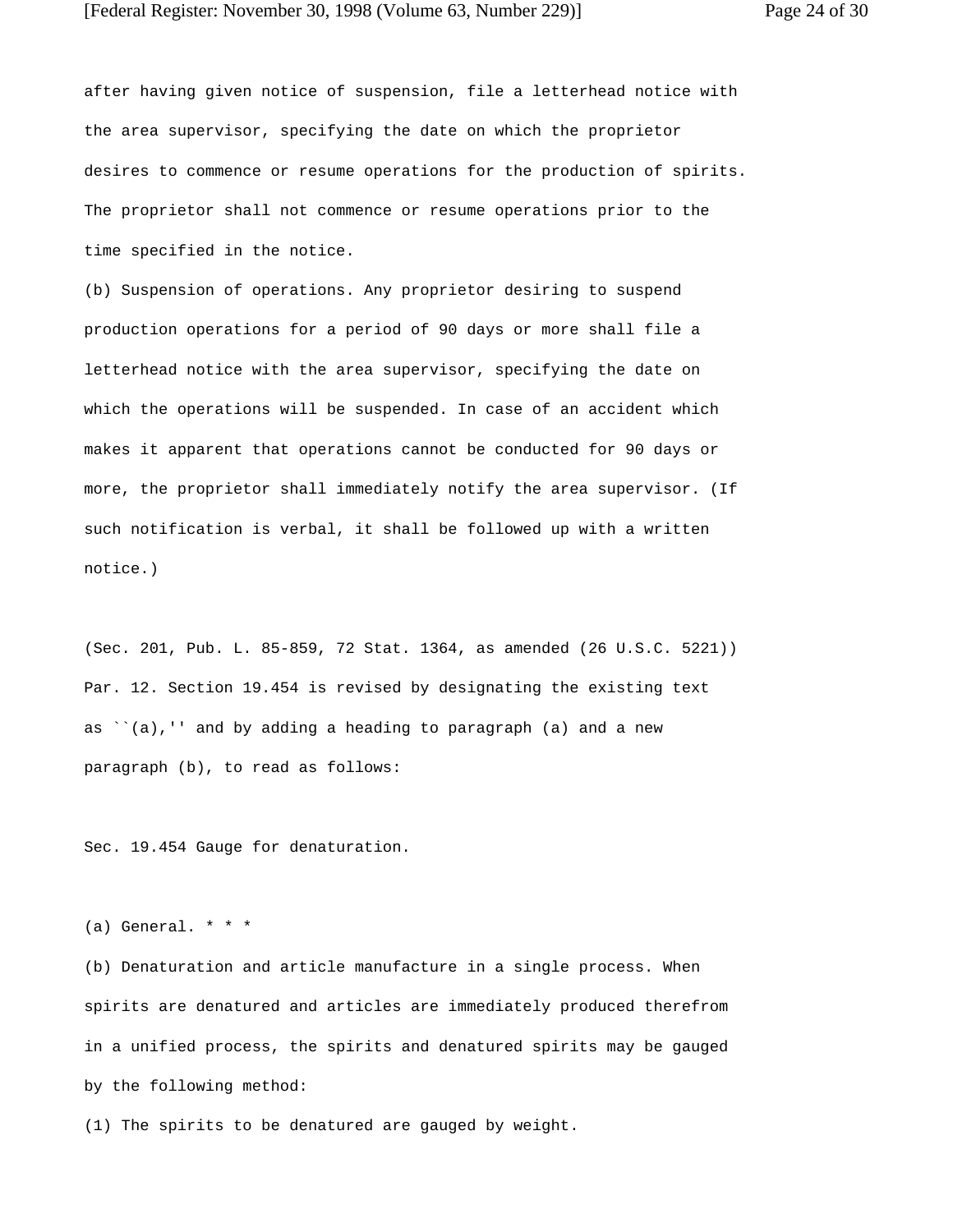after having given notice of suspension, file a letterhead notice with the area supervisor, specifying the date on which the proprietor desires to commence or resume operations for the production of spirits. The proprietor shall not commence or resume operations prior to the time specified in the notice.

(b) Suspension of operations. Any proprietor desiring to suspend production operations for a period of 90 days or more shall file a letterhead notice with the area supervisor, specifying the date on which the operations will be suspended. In case of an accident which makes it apparent that operations cannot be conducted for 90 days or more, the proprietor shall immediately notify the area supervisor. (If such notification is verbal, it shall be followed up with a written notice.)

(Sec. 201, Pub. L. 85-859, 72 Stat. 1364, as amended (26 U.S.C. 5221))

Par. 12. Section 19.454 is revised by designating the existing text as ``(a),'' and by adding a heading to paragraph (a) and a new paragraph (b), to read as follows:

Sec. 19.454 Gauge for denaturation.

(a) General. * * *

(b) Denaturation and article manufacture in a single process. When spirits are denatured and articles are immediately produced therefrom in a unified process, the spirits and denatured spirits may be gauged by the following method:

(1) The spirits to be denatured are gauged by weight.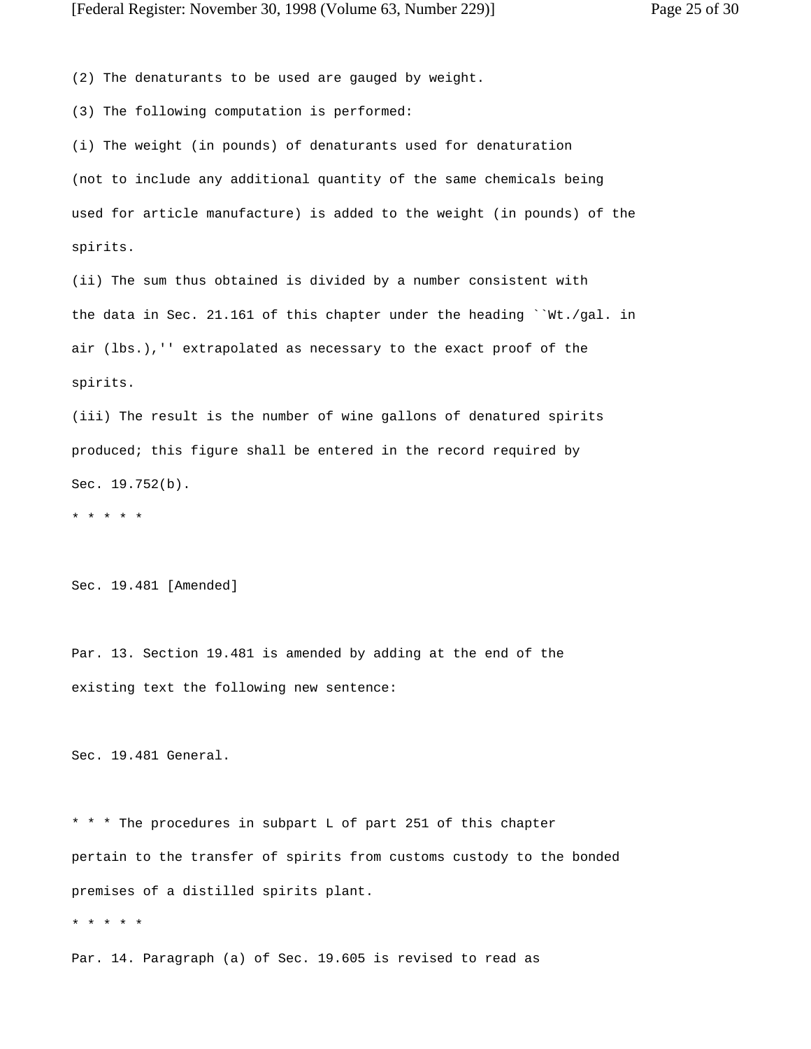(2) The denaturants to be used are gauged by weight.

(3) The following computation is performed:

(i) The weight (in pounds) of denaturants used for denaturation (not to include any additional quantity of the same chemicals being used for article manufacture) is added to the weight (in pounds) of the spirits.

(ii) The sum thus obtained is divided by a number consistent with the data in Sec. 21.161 of this chapter under the heading ``Wt./gal. in air (lbs.),'' extrapolated as necessary to the exact proof of the spirits.

(iii) The result is the number of wine gallons of denatured spirits produced; this figure shall be entered in the record required by Sec. 19.752(b).

* * * * *

Sec. 19.481 [Amended]

Par. 13. Section 19.481 is amended by adding at the end of the existing text the following new sentence:

Sec. 19.481 General.

* * * The procedures in subpart L of part 251 of this chapter pertain to the transfer of spirits from customs custody to the bonded premises of a distilled spirits plant.

* * * * *

Par. 14. Paragraph (a) of Sec. 19.605 is revised to read as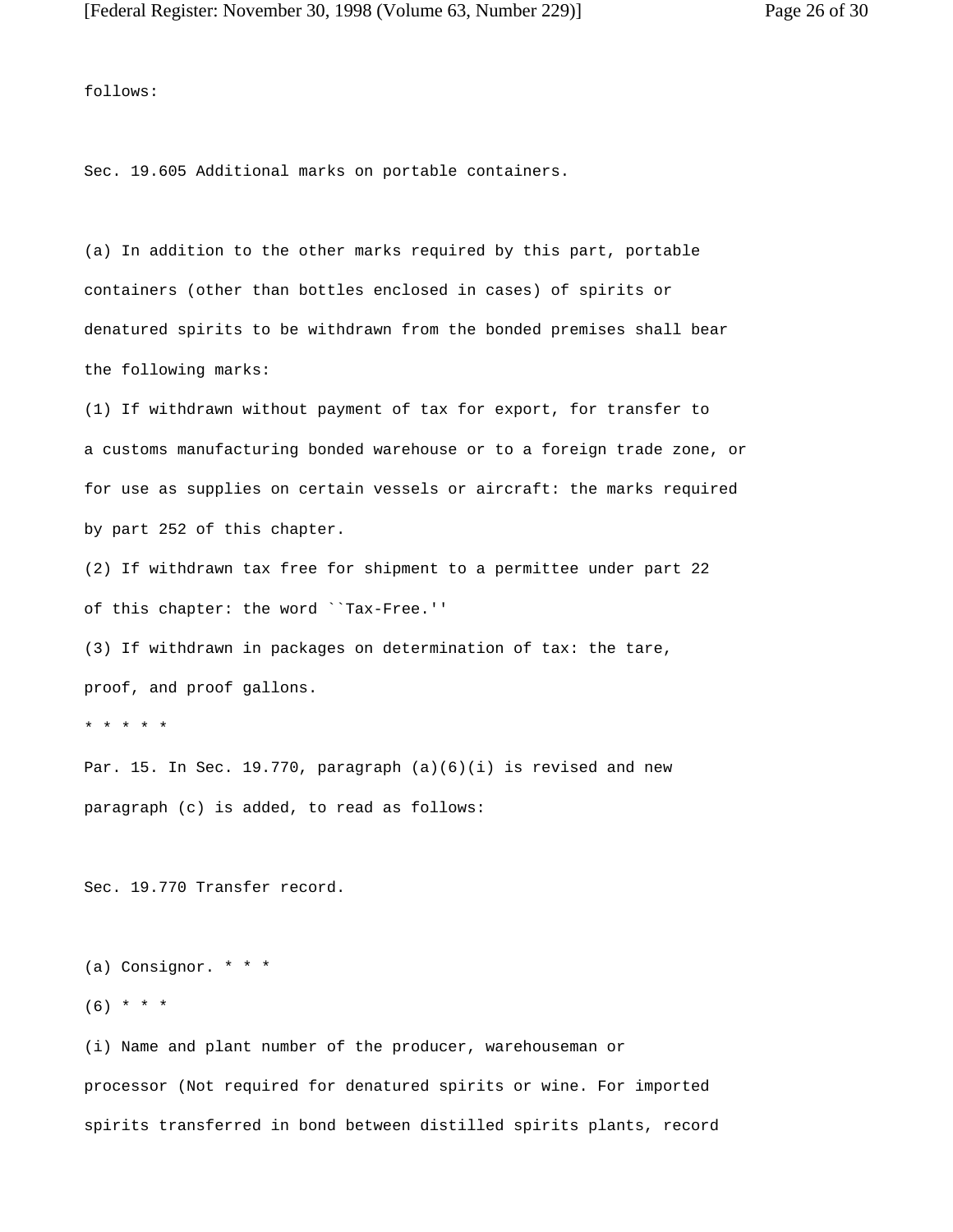follows:

Sec. 19.605 Additional marks on portable containers.

(a) In addition to the other marks required by this part, portable containers (other than bottles enclosed in cases) of spirits or denatured spirits to be withdrawn from the bonded premises shall bear the following marks:

(1) If withdrawn without payment of tax for export, for transfer to a customs manufacturing bonded warehouse or to a foreign trade zone, or for use as supplies on certain vessels or aircraft: the marks required by part 252 of this chapter.

(2) If withdrawn tax free for shipment to a permittee under part 22 of this chapter: the word ``Tax-Free.''

(3) If withdrawn in packages on determination of tax: the tare, proof, and proof gallons.

* * * * *

Par. 15. In Sec. 19.770, paragraph (a)(6)(i) is revised and new paragraph (c) is added, to read as follows:

Sec. 19.770 Transfer record.

(a) Consignor. * * *

(6) * * *

(i) Name and plant number of the producer, warehouseman or processor (Not required for denatured spirits or wine. For imported spirits transferred in bond between distilled spirits plants, record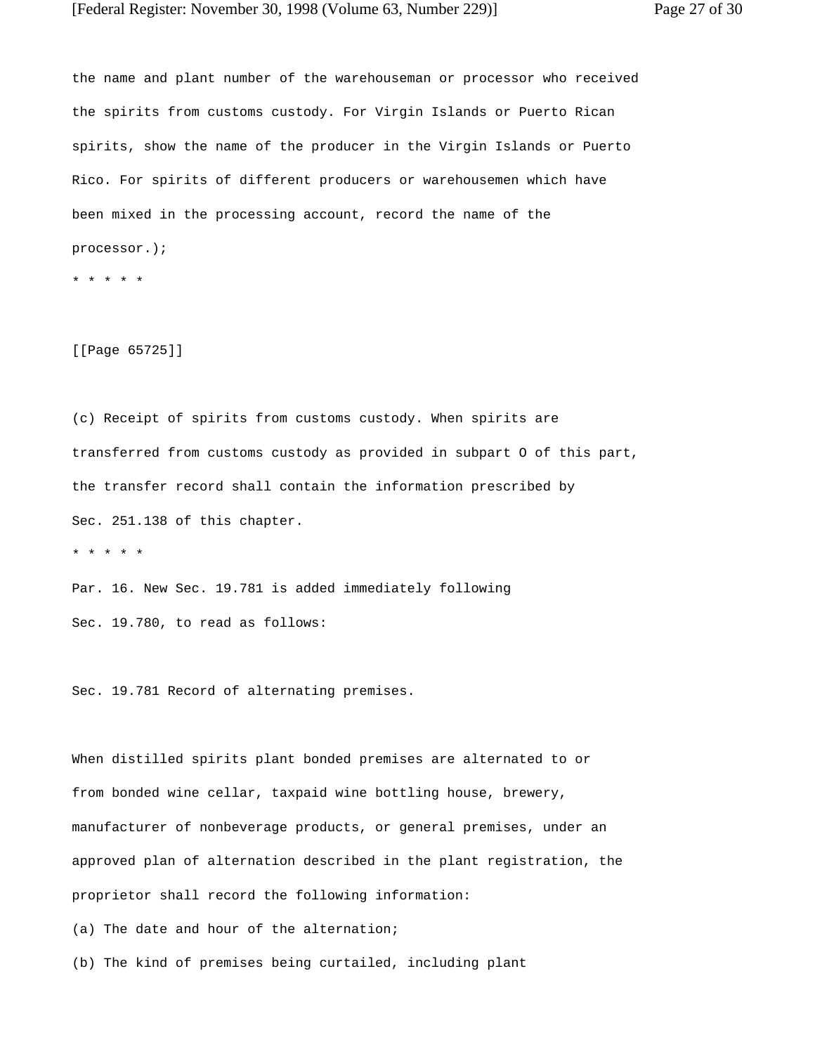the name and plant number of the warehouseman or processor who received the spirits from customs custody. For Virgin Islands or Puerto Rican spirits, show the name of the producer in the Virgin Islands or Puerto Rico. For spirits of different producers or warehousemen which have been mixed in the processing account, record the name of the processor.);

* * * * *

[[Page 65725]]

(c) Receipt of spirits from customs custody. When spirits are transferred from customs custody as provided in subpart O of this part, the transfer record shall contain the information prescribed by Sec. 251.138 of this chapter.

* * * * *

Par. 16. New Sec. 19.781 is added immediately following Sec. 19.780, to read as follows:

Sec. 19.781 Record of alternating premises.

When distilled spirits plant bonded premises are alternated to or from bonded wine cellar, taxpaid wine bottling house, brewery, manufacturer of nonbeverage products, or general premises, under an approved plan of alternation described in the plant registration, the proprietor shall record the following information:

(a) The date and hour of the alternation;

(b) The kind of premises being curtailed, including plant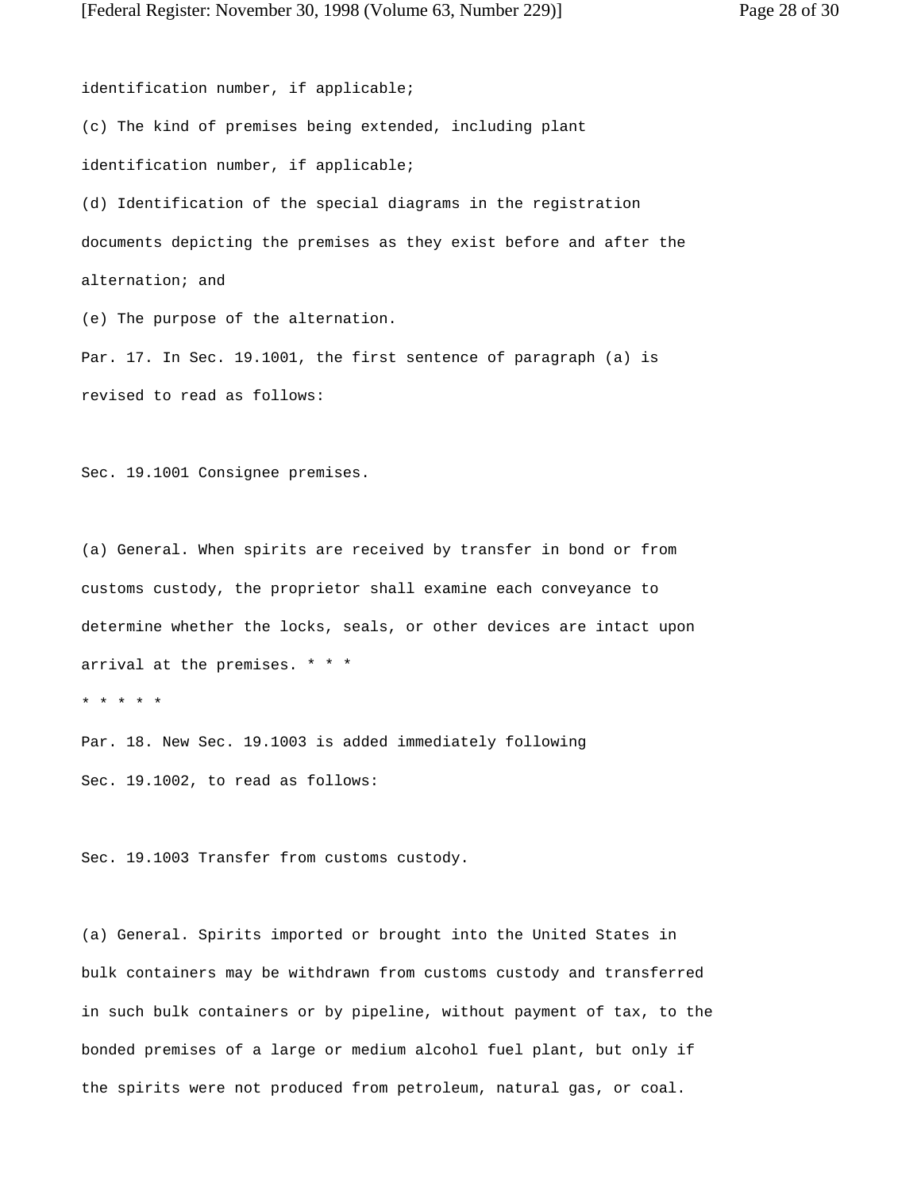identification number, if applicable;

(c) The kind of premises being extended, including plant identification number, if applicable;

(d) Identification of the special diagrams in the registration documents depicting the premises as they exist before and after the alternation; and

(e) The purpose of the alternation.

Par. 17. In Sec. 19.1001, the first sentence of paragraph (a) is revised to read as follows:

Sec. 19.1001 Consignee premises.

(a) General. When spirits are received by transfer in bond or from customs custody, the proprietor shall examine each conveyance to determine whether the locks, seals, or other devices are intact upon arrival at the premises. * * *

* * * * *

Par. 18. New Sec. 19.1003 is added immediately following Sec. 19.1002, to read as follows:

Sec. 19.1003 Transfer from customs custody.

(a) General. Spirits imported or brought into the United States in bulk containers may be withdrawn from customs custody and transferred in such bulk containers or by pipeline, without payment of tax, to the bonded premises of a large or medium alcohol fuel plant, but only if the spirits were not produced from petroleum, natural gas, or coal.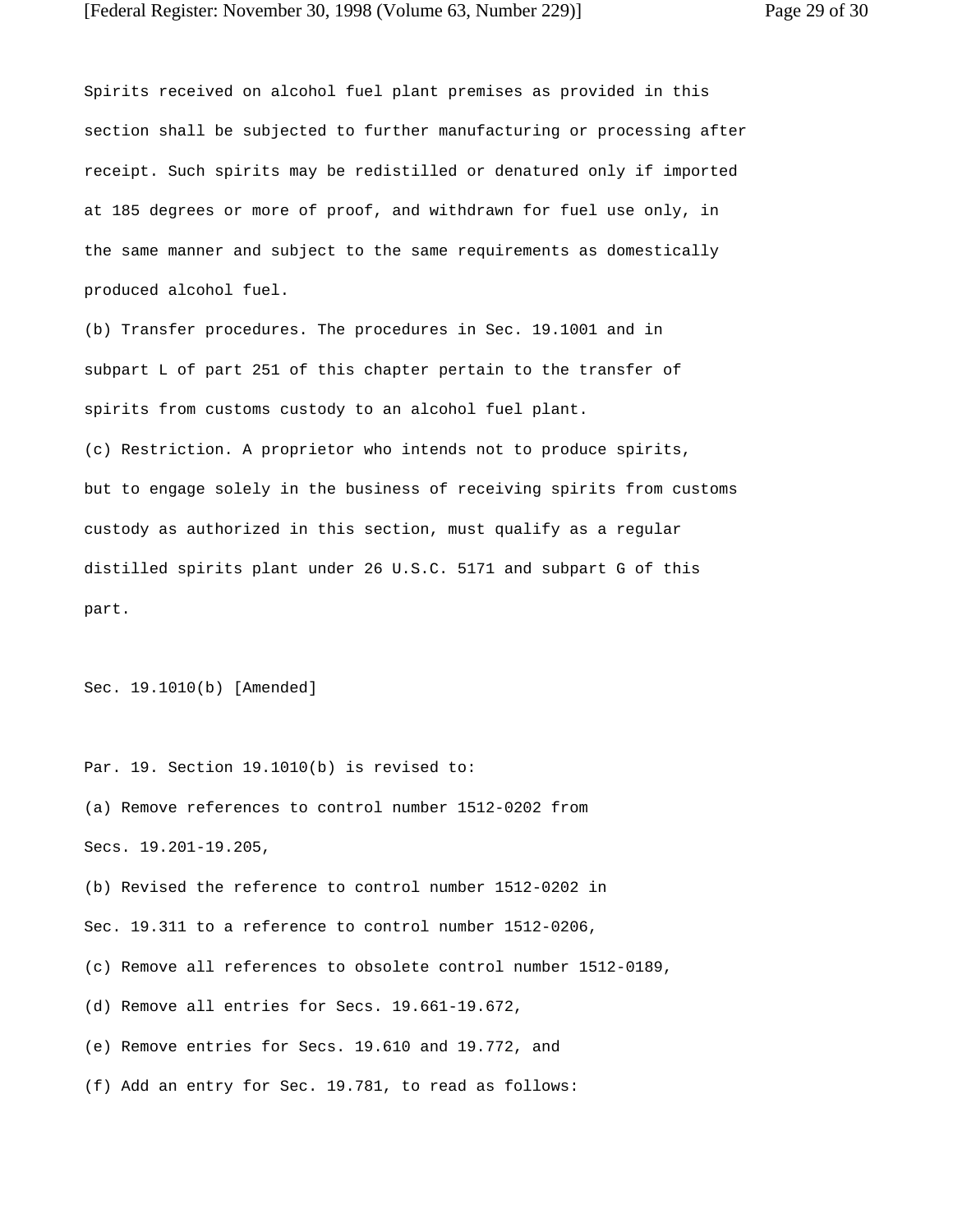Spirits received on alcohol fuel plant premises as provided in this section shall be subjected to further manufacturing or processing after receipt. Such spirits may be redistilled or denatured only if imported at 185 degrees or more of proof, and withdrawn for fuel use only, in the same manner and subject to the same requirements as domestically produced alcohol fuel.

(b) Transfer procedures. The procedures in Sec. 19.1001 and in subpart L of part 251 of this chapter pertain to the transfer of spirits from customs custody to an alcohol fuel plant.

(c) Restriction. A proprietor who intends not to produce spirits, but to engage solely in the business of receiving spirits from customs custody as authorized in this section, must qualify as a regular distilled spirits plant under 26 U.S.C. 5171 and subpart G of this part.

Sec. 19.1010(b) [Amended]

Par. 19. Section 19.1010(b) is revised to:

(a) Remove references to control number 1512-0202 from Secs. 19.201-19.205,

(b) Revised the reference to control number 1512-0202 in Sec. 19.311 to a reference to control number 1512-0206,

(c) Remove all references to obsolete control number 1512-0189,

(d) Remove all entries for Secs. 19.661-19.672,

(e) Remove entries for Secs. 19.610 and 19.772, and

(f) Add an entry for Sec. 19.781, to read as follows: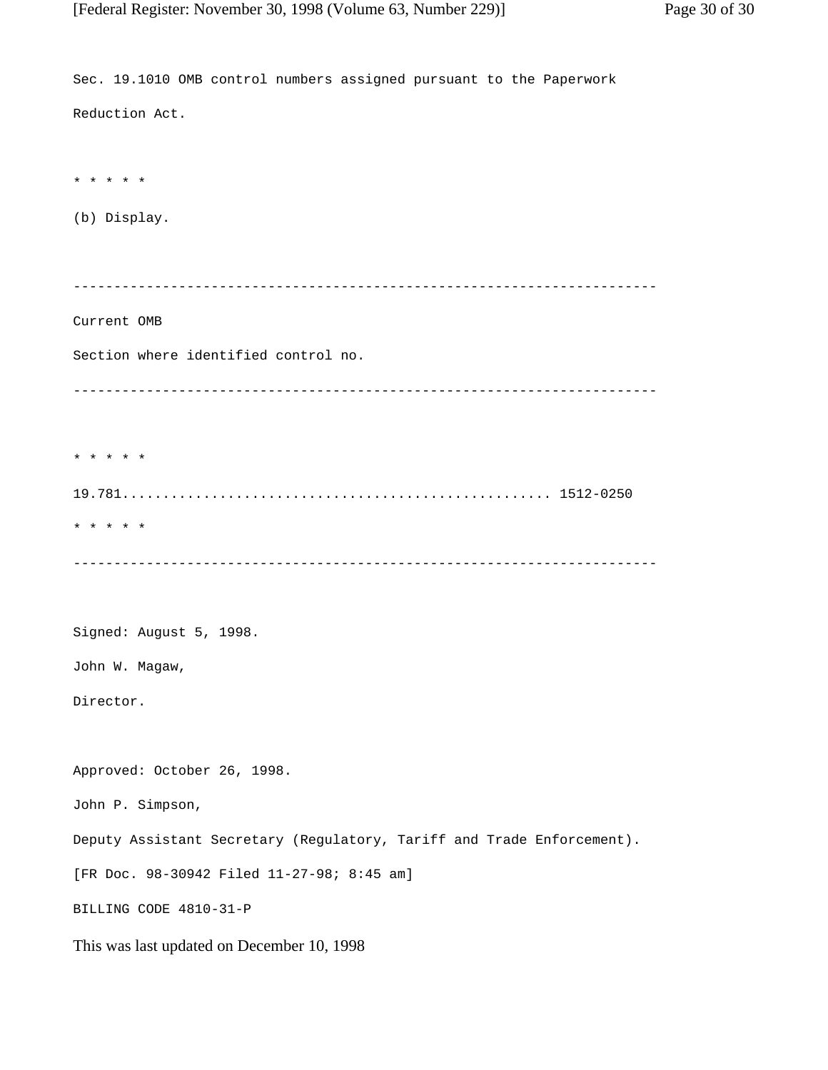Sec. 19.1010 OMB control numbers assigned pursuant to the Paperwork Reduction Act.

* * * * *

(b) Display.

| Section where identified | Current OMB control no. |
| --- | --- |
| * * * * * | |
| 19.781 | 1512-0250 |
| * * * * * | |

Signed: August 5, 1998.

John W. Magaw,

Director.

Approved: October 26, 1998.

John P. Simpson,

Deputy Assistant Secretary (Regulatory, Tariff and Trade Enforcement).

[FR Doc. 98-30942 Filed 11-27-98; 8:45 am]

BILLING CODE 4810-31-P

This was last updated on December 10, 1998